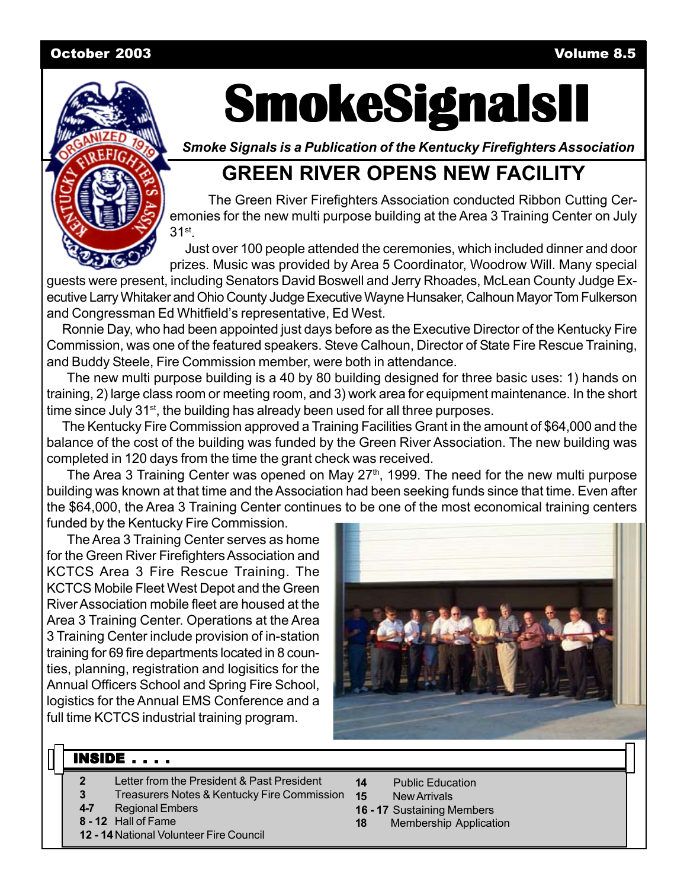October 2003 Volume 8.5

# SmokeSignalsII

*Smoke Signals is a Publication of the Kentucky Firefighters Association*

## GREEN RIVER OPENS NEW FACILITY

The Green River Firefighters Association conducted Ribbon Cutting Ceremonies for the new multi purpose building at the Area 3 Training Center on July 31st.

Just over 100 people attended the ceremonies, which included dinner and door prizes. Music was provided by Area 5 Coordinator, Woodrow Will. Many special guests were present, including Senators David Boswell and Jerry Rhoades, McLean County Judge Executive Larry Whitaker and Ohio County Judge Executive Wayne Hunsaker, Calhoun Mayor Tom Fulkerson and Congressman Ed Whitfield's representative, Ed West.

Ronnie Day, who had been appointed just days before as the Executive Director of the Kentucky Fire Commission, was one of the featured speakers. Steve Calhoun, Director of State Fire Rescue Training, and Buddy Steele, Fire Commission member, were both in attendance.

The new multi purpose building is a 40 by 80 building designed for three basic uses: 1) hands on training, 2) large class room or meeting room, and 3) work area for equipment maintenance. In the short time since July 31st, the building has already been used for all three purposes.

The Kentucky Fire Commission approved a Training Facilities Grant in the amount of $64,000 and the balance of the cost of the building was funded by the Green River Association. The new building was completed in 120 days from the time the grant check was received.

The Area 3 Training Center was opened on May 27th, 1999. The need for the new multi purpose building was known at that time and the Association had been seeking funds since that time. Even after the $64,000, the Area 3 Training Center continues to be one of the most economical training centers funded by the Kentucky Fire Commission.

The Area 3 Training Center serves as home for the Green River Firefighters Association and KCTCS Area 3 Fire Rescue Training. The KCTCS Mobile Fleet West Depot and the Green River Association mobile fleet are housed at the Area 3 Training Center. Operations at the Area 3 Training Center include provision of in-station training for 69 fire departments located in 8 counties, planning, registration and logisitics for the Annual Officers School and Spring Fire School, logistics for the Annual EMS Conference and a full time KCTCS industrial training program.

### INSIDE . . . .

- **2** Letter from the President & Past President
- **3** Treasurers Notes & Kentucky Fire Commission
- **4-7** Regional Embers
- **8 - 12** Hall of Fame
- **12 - 14** National Volunteer Fire Council
- **14** Public Education
- **15** New Arrivals
- **16 - 17** Sustaining Members
- **18** Membership Application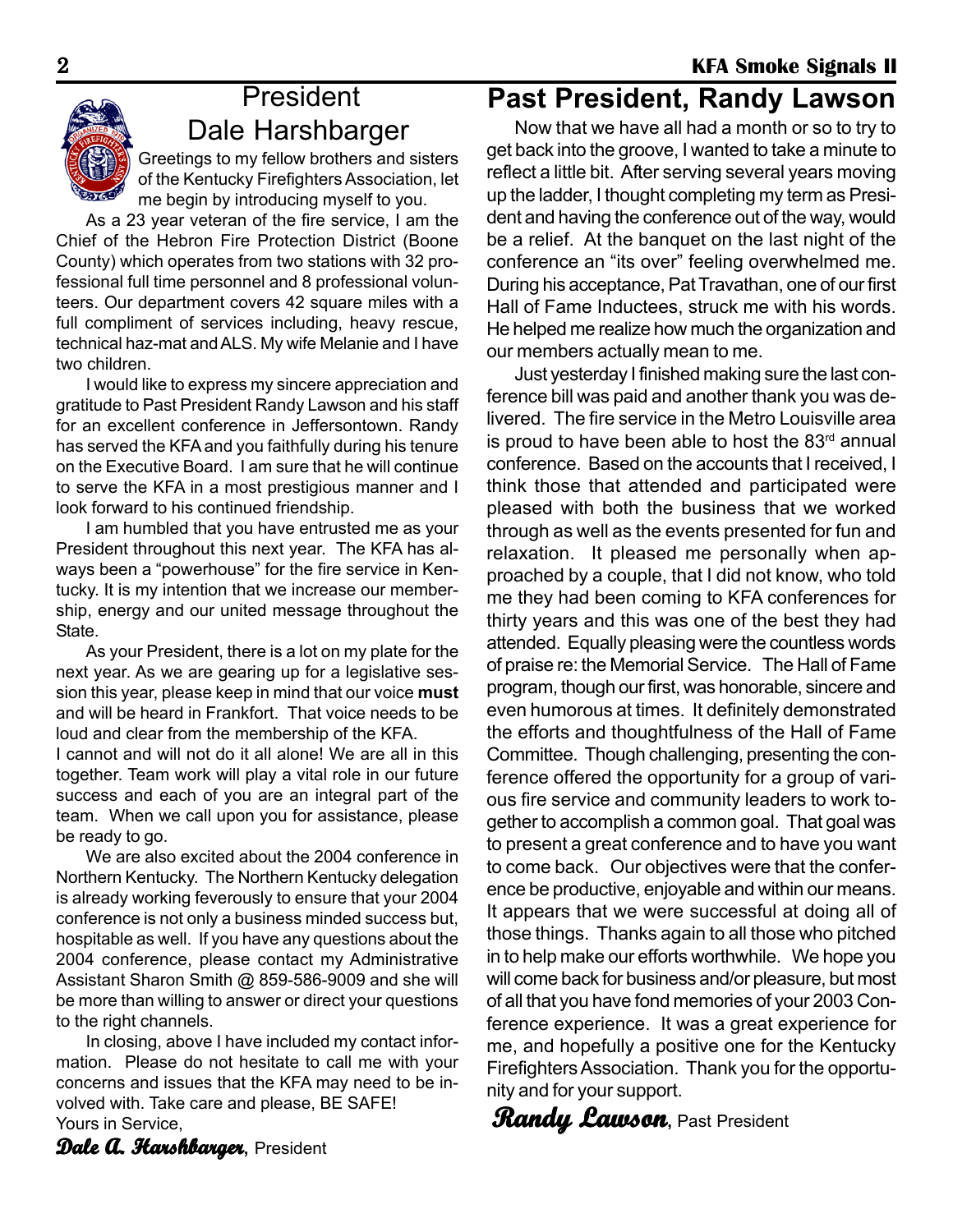# President Dale Harshbarger

Greetings to my fellow brothers and sisters of the Kentucky Firefighters Association, let me begin by introducing myself to you.

As a 23 year veteran of the fire service, I am the Chief of the Hebron Fire Protection District (Boone County) which operates from two stations with 32 professional full time personnel and 8 professional volunteers. Our department covers 42 square miles with a full compliment of services including, heavy rescue, technical haz-mat and ALS. My wife Melanie and I have two children.

I would like to express my sincere appreciation and gratitude to Past President Randy Lawson and his staff for an excellent conference in Jeffersontown. Randy has served the KFA and you faithfully during his tenure on the Executive Board. I am sure that he will continue to serve the KFA in a most prestigious manner and I look forward to his continued friendship.

I am humbled that you have entrusted me as your President throughout this next year. The KFA has always been a "powerhouse" for the fire service in Kentucky. It is my intention that we increase our membership, energy and our united message throughout the State.

As your President, there is a lot on my plate for the next year. As we are gearing up for a legislative session this year, please keep in mind that our voice **must** and will be heard in Frankfort. That voice needs to be loud and clear from the membership of the KFA.
I cannot and will not do it all alone! We are all in this together. Team work will play a vital role in our future success and each of you are an integral part of the team. When we call upon you for assistance, please be ready to go.

We are also excited about the 2004 conference in Northern Kentucky. The Northern Kentucky delegation is already working feverously to ensure that your 2004 conference is not only a business minded success but, hospitable as well. If you have any questions about the 2004 conference, please contact my Administrative Assistant Sharon Smith @ 859-586-9009 and she will be more than willing to answer or direct your questions to the right channels.

In closing, above I have included my contact information. Please do not hesitate to call me with your concerns and issues that the KFA may need to be involved with. Take care and please, BE SAFE!
Yours in Service,

***Dale A. Harshbarger***, President

# Past President, Randy Lawson

Now that we have all had a month or so to try to get back into the groove, I wanted to take a minute to reflect a little bit. After serving several years moving up the ladder, I thought completing my term as President and having the conference out of the way, would be a relief. At the banquet on the last night of the conference an "its over" feeling overwhelmed me. During his acceptance, Pat Travathan, one of our first Hall of Fame Inductees, struck me with his words. He helped me realize how much the organization and our members actually mean to me.

Just yesterday I finished making sure the last conference bill was paid and another thank you was delivered. The fire service in the Metro Louisville area is proud to have been able to host the 83rd annual conference. Based on the accounts that I received, I think those that attended and participated were pleased with both the business that we worked through as well as the events presented for fun and relaxation. It pleased me personally when approached by a couple, that I did not know, who told me they had been coming to KFA conferences for thirty years and this was one of the best they had attended. Equally pleasing were the countless words of praise re: the Memorial Service. The Hall of Fame program, though our first, was honorable, sincere and even humorous at times. It definitely demonstrated the efforts and thoughtfulness of the Hall of Fame Committee. Though challenging, presenting the conference offered the opportunity for a group of various fire service and community leaders to work together to accomplish a common goal. That goal was to present a great conference and to have you want to come back. Our objectives were that the conference be productive, enjoyable and within our means. It appears that we were successful at doing all of those things. Thanks again to all those who pitched in to help make our efforts worthwhile. We hope you will come back for business and/or pleasure, but most of all that you have fond memories of your 2003 Conference experience. It was a great experience for me, and hopefully a positive one for the Kentucky Firefighters Association. Thank you for the opportunity and for your support.

***Randy Lawson***, Past President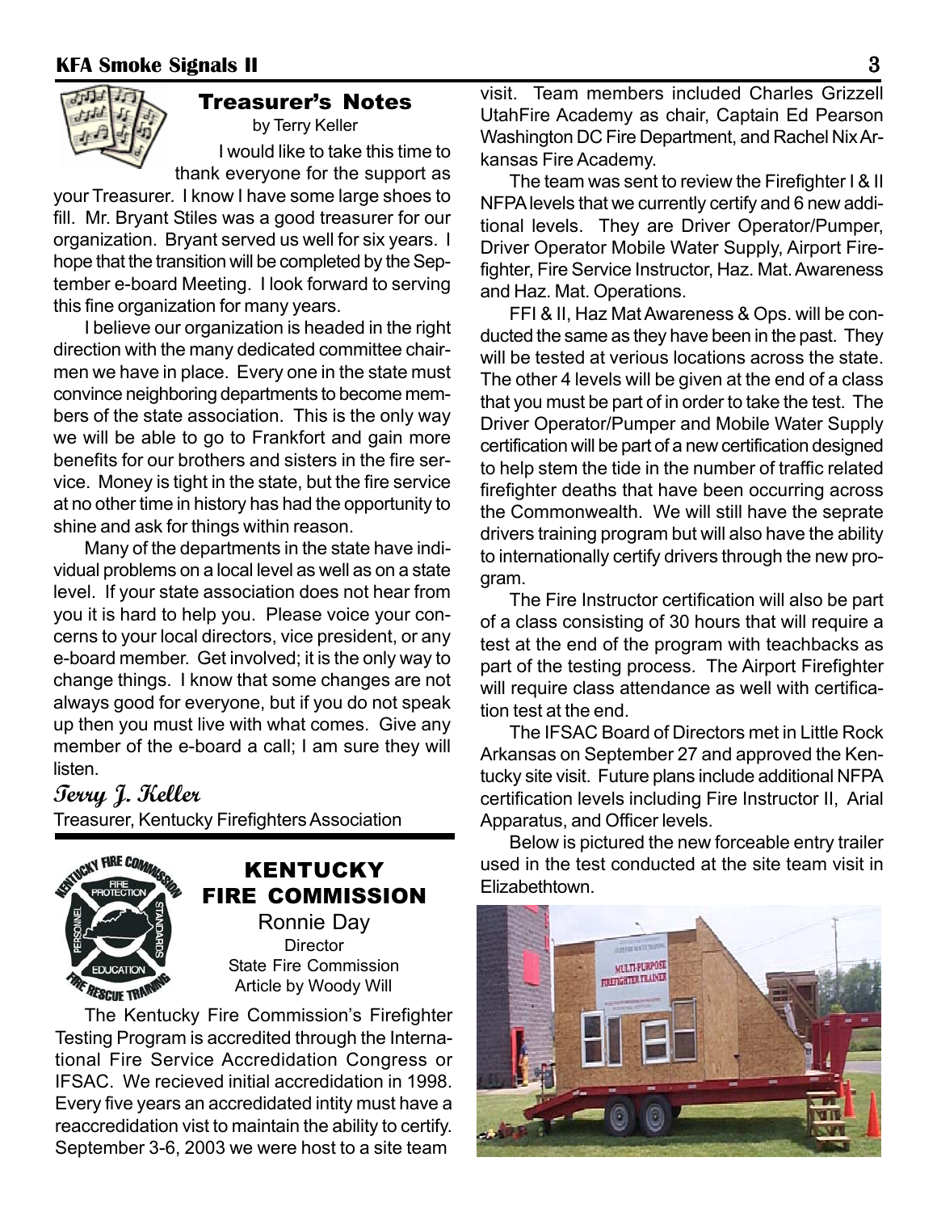## Treasurer's Notes

by Terry Keller

I would like to take this time to thank everyone for the support as your Treasurer. I know I have some large shoes to fill. Mr. Bryant Stiles was a good treasurer for our organization. Bryant served us well for six years. I hope that the transition will be completed by the September e-board Meeting. I look forward to serving this fine organization for many years.

I believe our organization is headed in the right direction with the many dedicated committee chairmen we have in place. Every one in the state must convince neighboring departments to become members of the state association. This is the only way we will be able to go to Frankfort and gain more benefits for our brothers and sisters in the fire service. Money is tight in the state, but the fire service at no other time in history has had the opportunity to shine and ask for things within reason.

Many of the departments in the state have individual problems on a local level as well as on a state level. If your state association does not hear from you it is hard to help you. Please voice your concerns to your local directors, vice president, or any e-board member. Get involved; it is the only way to change things. I know that some changes are not always good for everyone, but if you do not speak up then you must live with what comes. Give any member of the e-board a call; I am sure they will listen.

*Terry J. Keller*
Treasurer, Kentucky Firefighters Association

## KENTUCKY FIRE COMMISSION

Ronnie Day
Director
State Fire Commission
Article by Woody Will

The Kentucky Fire Commission's Firefighter Testing Program is accredited through the International Fire Service Accredidation Congress or IFSAC. We recieved initial accredidation in 1998. Every five years an accredidated intity must have a reaccredidation vist to maintain the ability to certify. September 3-6, 2003 we were host to a site team visit. Team members included Charles Grizzell UtahFire Academy as chair, Captain Ed Pearson Washington DC Fire Department, and Rachel Nix Arkansas Fire Academy.

The team was sent to review the Firefighter I & II NFPA levels that we currently certify and 6 new additional levels. They are Driver Operator/Pumper, Driver Operator Mobile Water Supply, Airport Firefighter, Fire Service Instructor, Haz. Mat. Awareness and Haz. Mat. Operations.

FFI & II, Haz Mat Awareness & Ops. will be conducted the same as they have been in the past. They will be tested at verious locations across the state. The other 4 levels will be given at the end of a class that you must be part of in order to take the test. The Driver Operator/Pumper and Mobile Water Supply certification will be part of a new certification designed to help stem the tide in the number of traffic related firefighter deaths that have been occurring across the Commonwealth. We will still have the seprate drivers training program but will also have the ability to internationally certify drivers through the new program.

The Fire Instructor certification will also be part of a class consisting of 30 hours that will require a test at the end of the program with teachbacks as part of the testing process. The Airport Firefighter will require class attendance as well with certification test at the end.

The IFSAC Board of Directors met in Little Rock Arkansas on September 27 and approved the Kentucky site visit. Future plans include additional NFPA certification levels including Fire Instructor II, Arial Apparatus, and Officer levels.

Below is pictured the new forceable entry trailer used in the test conducted at the site team visit in Elizabethtown.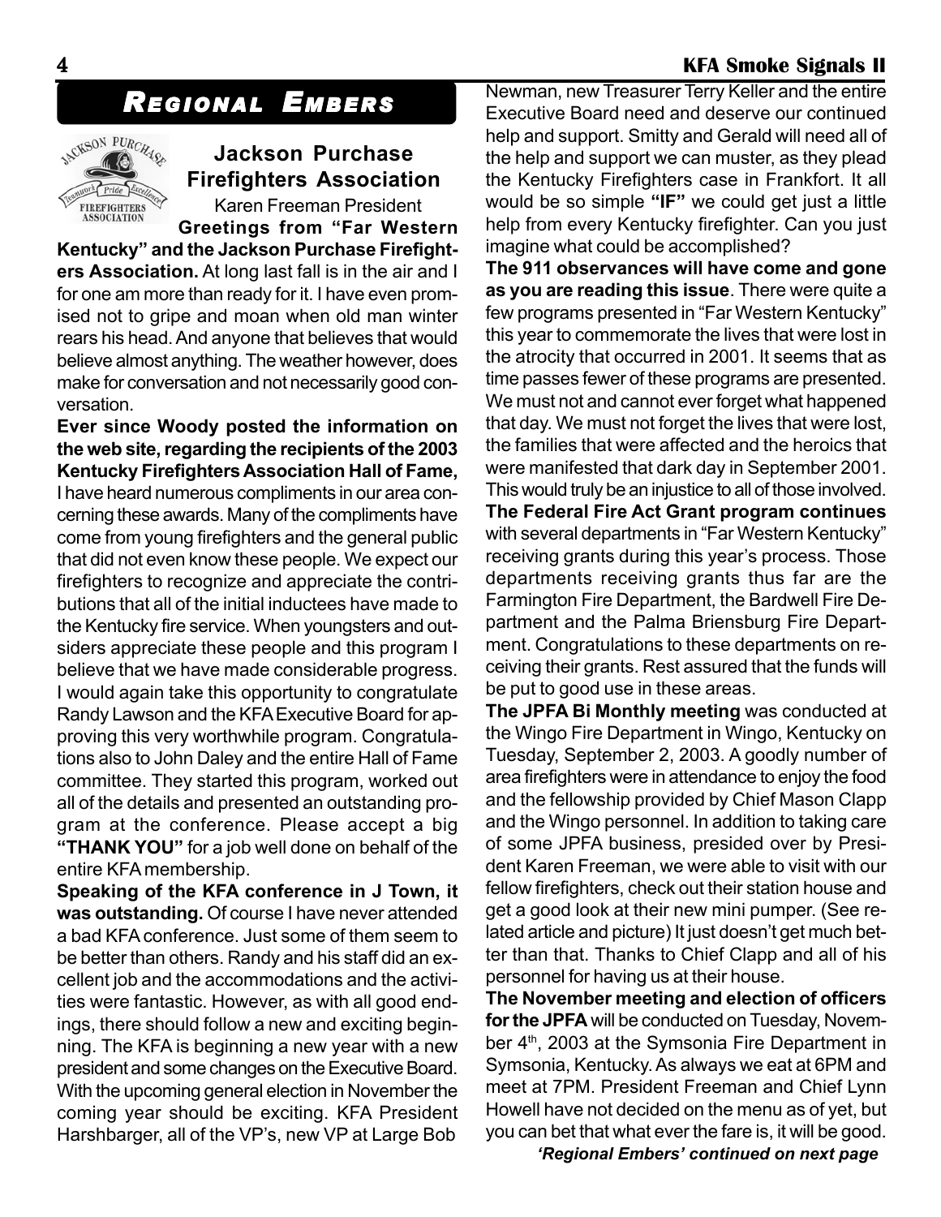# Regional Embers

## Jackson Purchase Firefighters Association

Karen Freeman President

**Greetings from "Far Western Kentucky" and the Jackson Purchase Firefighters Association.** At long last fall is in the air and I for one am more than ready for it. I have even promised not to gripe and moan when old man winter rears his head. And anyone that believes that would believe almost anything. The weather however, does make for conversation and not necessarily good conversation.

**Ever since Woody posted the information on the web site, regarding the recipients of the 2003 Kentucky Firefighters Association Hall of Fame,** I have heard numerous compliments in our area concerning these awards. Many of the compliments have come from young firefighters and the general public that did not even know these people. We expect our firefighters to recognize and appreciate the contributions that all of the initial inductees have made to the Kentucky fire service. When youngsters and outsiders appreciate these people and this program I believe that we have made considerable progress. I would again take this opportunity to congratulate Randy Lawson and the KFA Executive Board for approving this very worthwhile program. Congratulations also to John Daley and the entire Hall of Fame committee. They started this program, worked out all of the details and presented an outstanding program at the conference. Please accept a big **"THANK YOU"** for a job well done on behalf of the entire KFA membership.

**Speaking of the KFA conference in J Town, it was outstanding.** Of course I have never attended a bad KFA conference. Just some of them seem to be better than others. Randy and his staff did an excellent job and the accommodations and the activities were fantastic. However, as with all good endings, there should follow a new and exciting beginning. The KFA is beginning a new year with a new president and some changes on the Executive Board. With the upcoming general election in November the coming year should be exciting. KFA President Harshbarger, all of the VP's, new VP at Large Bob Newman, new Treasurer Terry Keller and the entire Executive Board need and deserve our continued help and support. Smitty and Gerald will need all of the help and support we can muster, as they plead the Kentucky Firefighters case in Frankfort. It all would be so simple **"IF"** we could get just a little help from every Kentucky firefighter. Can you just imagine what could be accomplished?

**The 911 observances will have come and gone as you are reading this issue**. There were quite a few programs presented in "Far Western Kentucky" this year to commemorate the lives that were lost in the atrocity that occurred in 2001. It seems that as time passes fewer of these programs are presented. We must not and cannot ever forget what happened that day. We must not forget the lives that were lost, the families that were affected and the heroics that were manifested that dark day in September 2001. This would truly be an injustice to all of those involved.

**The Federal Fire Act Grant program continues** with several departments in "Far Western Kentucky" receiving grants during this year's process. Those departments receiving grants thus far are the Farmington Fire Department, the Bardwell Fire Department and the Palma Briensburg Fire Department. Congratulations to these departments on receiving their grants. Rest assured that the funds will be put to good use in these areas.

**The JPFA Bi Monthly meeting** was conducted at the Wingo Fire Department in Wingo, Kentucky on Tuesday, September 2, 2003. A goodly number of area firefighters were in attendance to enjoy the food and the fellowship provided by Chief Mason Clapp and the Wingo personnel. In addition to taking care of some JPFA business, presided over by President Karen Freeman, we were able to visit with our fellow firefighters, check out their station house and get a good look at their new mini pumper. (See related article and picture) It just doesn't get much better than that. Thanks to Chief Clapp and all of his personnel for having us at their house.

**The November meeting and election of officers for the JPFA** will be conducted on Tuesday, November 4th, 2003 at the Symsonia Fire Department in Symsonia, Kentucky. As always we eat at 6PM and meet at 7PM. President Freeman and Chief Lynn Howell have not decided on the menu as of yet, but you can bet that what ever the fare is, it will be good.

***'Regional Embers' continued on next page***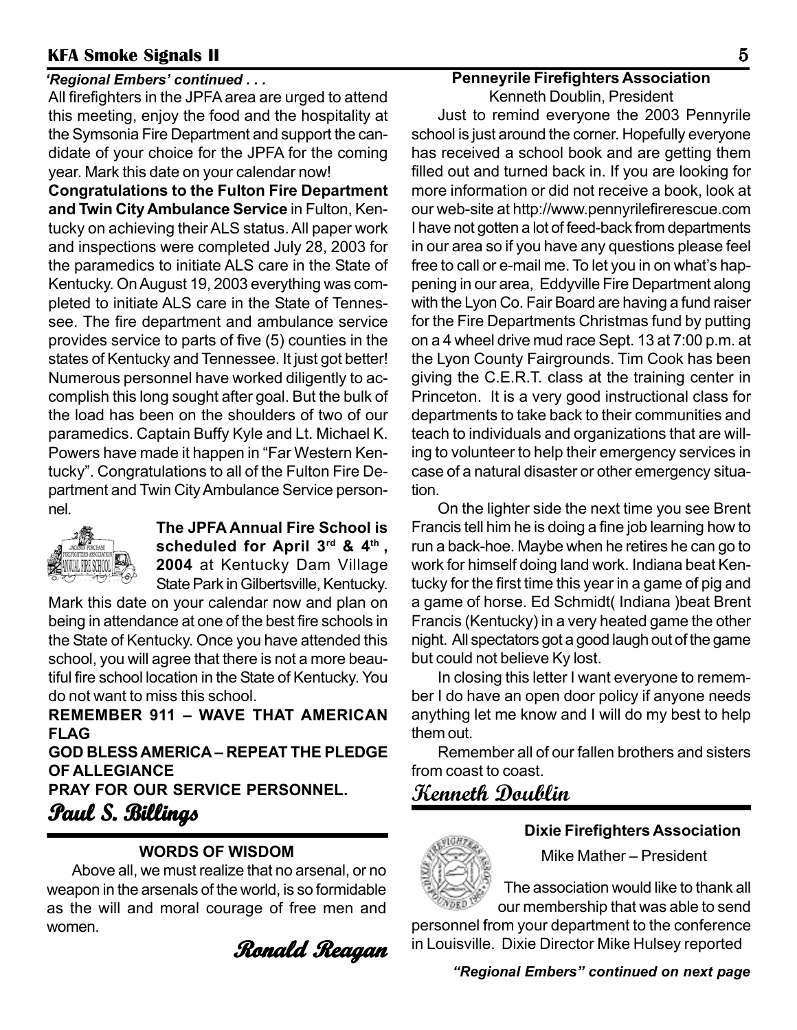*'Regional Embers' continued . . .*

All firefighters in the JPFA area are urged to attend this meeting, enjoy the food and the hospitality at the Symsonia Fire Department and support the candidate of your choice for the JPFA for the coming year. Mark this date on your calendar now!

**Congratulations to the Fulton Fire Department and Twin City Ambulance Service** in Fulton, Kentucky on achieving their ALS status. All paper work and inspections were completed July 28, 2003 for the paramedics to initiate ALS care in the State of Kentucky. On August 19, 2003 everything was completed to initiate ALS care in the State of Tennessee. The fire department and ambulance service provides service to parts of five (5) counties in the states of Kentucky and Tennessee. It just got better! Numerous personnel have worked diligently to accomplish this long sought after goal. But the bulk of the load has been on the shoulders of two of our paramedics. Captain Buffy Kyle and Lt. Michael K. Powers have made it happen in "Far Western Kentucky". Congratulations to all of the Fulton Fire Department and Twin City Ambulance Service personnel.

**The JPFA Annual Fire School is scheduled for April 3rd & 4th, 2004** at Kentucky Dam Village State Park in Gilbertsville, Kentucky. Mark this date on your calendar now and plan on being in attendance at one of the best fire schools in the State of Kentucky. Once you have attended this school, you will agree that there is not a more beautiful fire school location in the State of Kentucky. You do not want to miss this school.

**REMEMBER 911 – WAVE THAT AMERICAN FLAG**
**GOD BLESS AMERICA – REPEAT THE PLEDGE OF ALLEGIANCE**
**PRAY FOR OUR SERVICE PERSONNEL.**

***Paul S. Billings***

---

**WORDS OF WISDOM**

Above all, we must realize that no arsenal, or no weapon in the arsenals of the world, is so formidable as the will and moral courage of free men and women.

***Ronald Reagan***

---

**Penneyrile Firefighters Association**
Kenneth Doublin, President

Just to remind everyone the 2003 Pennyrile school is just around the corner. Hopefully everyone has received a school book and are getting them filled out and turned back in. If you are looking for more information or did not receive a book, look at our web-site at http://www.pennyrilefirerescue.com I have not gotten a lot of feed-back from departments in our area so if you have any questions please feel free to call or e-mail me. To let you in on what's happening in our area, Eddyville Fire Department along with the Lyon Co. Fair Board are having a fund raiser for the Fire Departments Christmas fund by putting on a 4 wheel drive mud race Sept. 13 at 7:00 p.m. at the Lyon County Fairgrounds. Tim Cook has been giving the C.E.R.T. class at the training center in Princeton. It is a very good instructional class for departments to take back to their communities and teach to individuals and organizations that are willing to volunteer to help their emergency services in case of a natural disaster or other emergency situation.

On the lighter side the next time you see Brent Francis tell him he is doing a fine job learning how to run a back-hoe. Maybe when he retires he can go to work for himself doing land work. Indiana beat Kentucky for the first time this year in a game of pig and a game of horse. Ed Schmidt( Indiana )beat Brent Francis (Kentucky) in a very heated game the other night. All spectators got a good laugh out of the game but could not believe Ky lost.

In closing this letter I want everyone to remember I do have an open door policy if anyone needs anything let me know and I will do my best to help them out.

Remember all of our fallen brothers and sisters from coast to coast.

***Kenneth Doublin***

---

**Dixie Firefighters Association**

Mike Mather – President

The association would like to thank all our membership that was able to send personnel from your department to the conference in Louisville. Dixie Director Mike Hulsey reported

***"Regional Embers" continued on next page***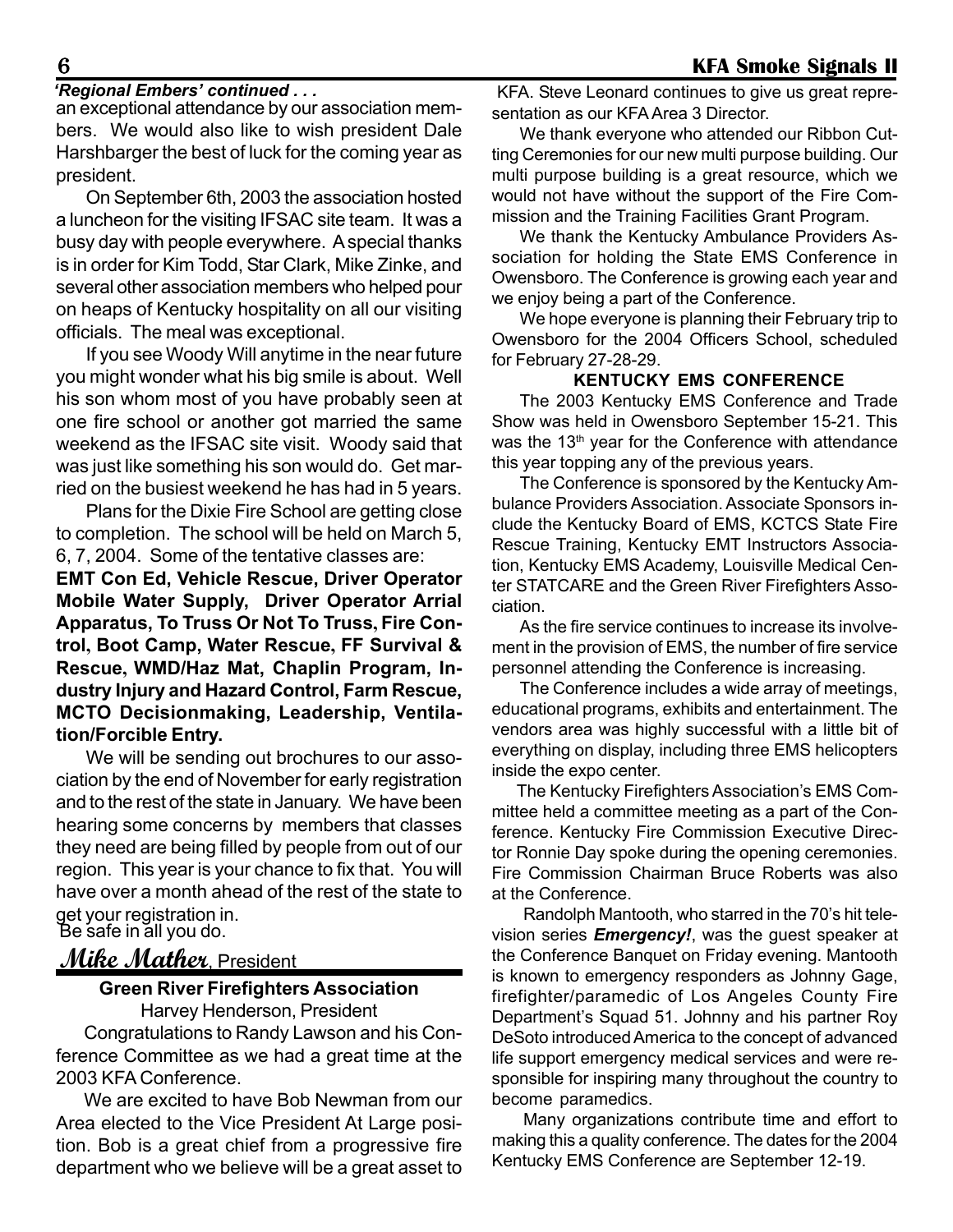*'Regional Embers' continued . . .*

an exceptional attendance by our association members. We would also like to wish president Dale Harshbarger the best of luck for the coming year as president.

On September 6th, 2003 the association hosted a luncheon for the visiting IFSAC site team. It was a busy day with people everywhere. A special thanks is in order for Kim Todd, Star Clark, Mike Zinke, and several other association members who helped pour on heaps of Kentucky hospitality on all our visiting officials. The meal was exceptional.

If you see Woody Will anytime in the near future you might wonder what his big smile is about. Well his son whom most of you have probably seen at one fire school or another got married the same weekend as the IFSAC site visit. Woody said that was just like something his son would do. Get married on the busiest weekend he has had in 5 years.

Plans for the Dixie Fire School are getting close to completion. The school will be held on March 5, 6, 7, 2004. Some of the tentative classes are:

**EMT Con Ed, Vehicle Rescue, Driver Operator Mobile Water Supply, Driver Operator Arrial Apparatus, To Truss Or Not To Truss, Fire Control, Boot Camp, Water Rescue, FF Survival & Rescue, WMD/Haz Mat, Chaplin Program, Industry Injury and Hazard Control, Farm Rescue, MCTO Decisionmaking, Leadership, Ventilation/Forcible Entry.**

We will be sending out brochures to our association by the end of November for early registration and to the rest of the state in January. We have been hearing some concerns by members that classes they need are being filled by people from out of our region. This year is your chance to fix that. You will have over a month ahead of the rest of the state to get your registration in.

Be safe in all you do.

***Mike Mather***, President

### Green River Firefighters Association

Harvey Henderson, President

Congratulations to Randy Lawson and his Conference Committee as we had a great time at the 2003 KFA Conference.

We are excited to have Bob Newman from our Area elected to the Vice President At Large position. Bob is a great chief from a progressive fire department who we believe will be a great asset to KFA. Steve Leonard continues to give us great representation as our KFA Area 3 Director.

We thank everyone who attended our Ribbon Cutting Ceremonies for our new multi purpose building. Our multi purpose building is a great resource, which we would not have without the support of the Fire Commission and the Training Facilities Grant Program.

We thank the Kentucky Ambulance Providers Association for holding the State EMS Conference in Owensboro. The Conference is growing each year and we enjoy being a part of the Conference.

We hope everyone is planning their February trip to Owensboro for the 2004 Officers School, scheduled for February 27-28-29.

### KENTUCKY EMS CONFERENCE

The 2003 Kentucky EMS Conference and Trade Show was held in Owensboro September 15-21. This was the 13th year for the Conference with attendance this year topping any of the previous years.

The Conference is sponsored by the Kentucky Ambulance Providers Association. Associate Sponsors include the Kentucky Board of EMS, KCTCS State Fire Rescue Training, Kentucky EMT Instructors Association, Kentucky EMS Academy, Louisville Medical Center STATCARE and the Green River Firefighters Association.

As the fire service continues to increase its involvement in the provision of EMS, the number of fire service personnel attending the Conference is increasing.

The Conference includes a wide array of meetings, educational programs, exhibits and entertainment. The vendors area was highly successful with a little bit of everything on display, including three EMS helicopters inside the expo center.

The Kentucky Firefighters Association's EMS Committee held a committee meeting as a part of the Conference. Kentucky Fire Commission Executive Director Ronnie Day spoke during the opening ceremonies. Fire Commission Chairman Bruce Roberts was also at the Conference.

Randolph Mantooth, who starred in the 70's hit television series ***Emergency!***, was the guest speaker at the Conference Banquet on Friday evening. Mantooth is known to emergency responders as Johnny Gage, firefighter/paramedic of Los Angeles County Fire Department's Squad 51. Johnny and his partner Roy DeSoto introduced America to the concept of advanced life support emergency medical services and were responsible for inspiring many throughout the country to become paramedics.

Many organizations contribute time and effort to making this a quality conference. The dates for the 2004 Kentucky EMS Conference are September 12-19.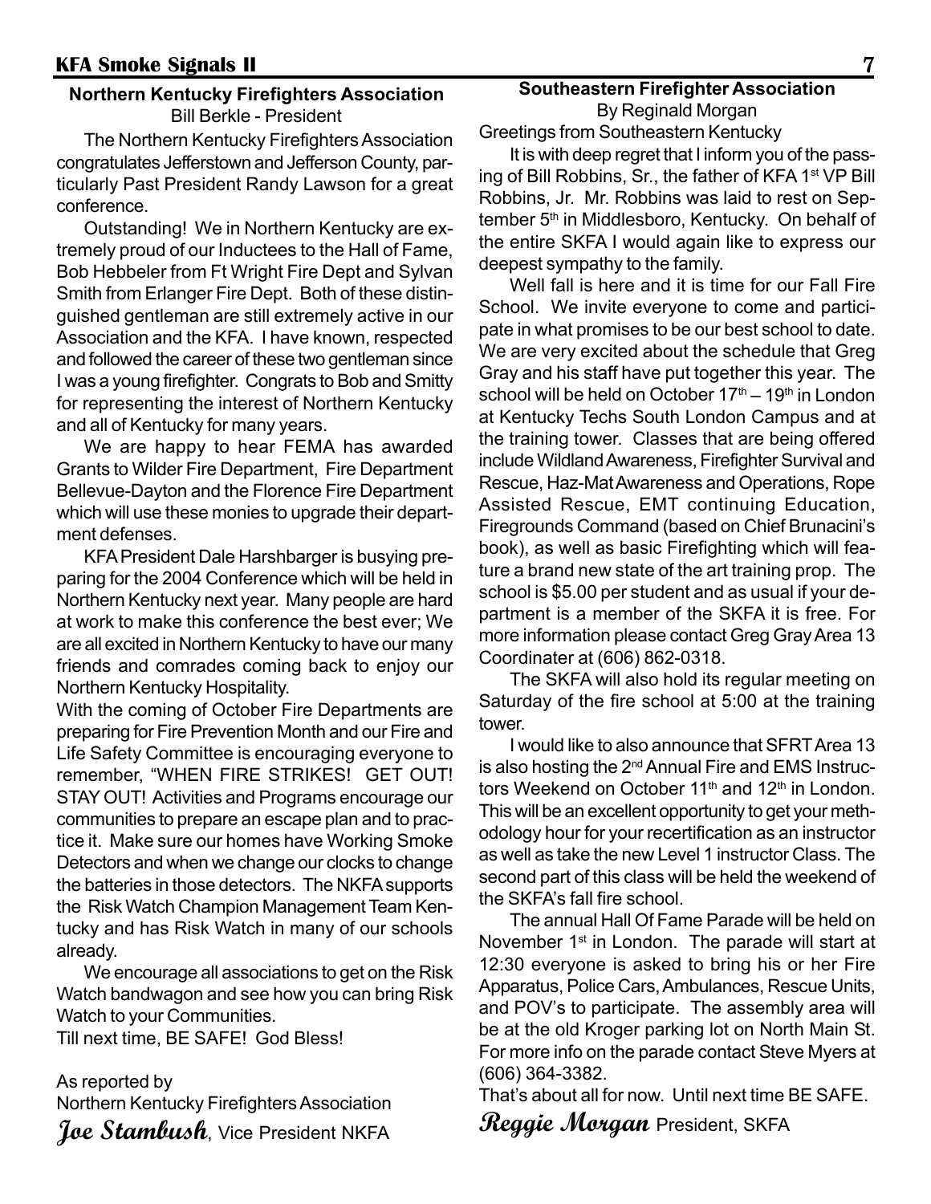## Northern Kentucky Firefighters Association

Bill Berkle - President

The Northern Kentucky Firefighters Association congratulates Jefferstown and Jefferson County, particularly Past President Randy Lawson for a great conference.

Outstanding! We in Northern Kentucky are extremely proud of our Inductees to the Hall of Fame, Bob Hebbeler from Ft Wright Fire Dept and Sylvan Smith from Erlanger Fire Dept. Both of these distinguished gentleman are still extremely active in our Association and the KFA. I have known, respected and followed the career of these two gentleman since I was a young firefighter. Congrats to Bob and Smitty for representing the interest of Northern Kentucky and all of Kentucky for many years.

We are happy to hear FEMA has awarded Grants to Wilder Fire Department, Fire Department Bellevue-Dayton and the Florence Fire Department which will use these monies to upgrade their department defenses.

KFA President Dale Harshbarger is busying preparing for the 2004 Conference which will be held in Northern Kentucky next year. Many people are hard at work to make this conference the best ever; We are all excited in Northern Kentucky to have our many friends and comrades coming back to enjoy our Northern Kentucky Hospitality.

With the coming of October Fire Departments are preparing for Fire Prevention Month and our Fire and Life Safety Committee is encouraging everyone to remember, "WHEN FIRE STRIKES! GET OUT! STAY OUT! Activities and Programs encourage our communities to prepare an escape plan and to practice it. Make sure our homes have Working Smoke Detectors and when we change our clocks to change the batteries in those detectors. The NKFA supports the Risk Watch Champion Management Team Kentucky and has Risk Watch in many of our schools already.

We encourage all associations to get on the Risk Watch bandwagon and see how you can bring Risk Watch to your Communities.

Till next time, BE SAFE! God Bless!

As reported by
Northern Kentucky Firefighters Association
***Joe Stambush***, Vice President NKFA

## Southeastern Firefighter Association

By Reginald Morgan

Greetings from Southeastern Kentucky

It is with deep regret that I inform you of the passing of Bill Robbins, Sr., the father of KFA 1st VP Bill Robbins, Jr. Mr. Robbins was laid to rest on September 5th in Middlesboro, Kentucky. On behalf of the entire SKFA I would again like to express our deepest sympathy to the family.

Well fall is here and it is time for our Fall Fire School. We invite everyone to come and participate in what promises to be our best school to date. We are very excited about the schedule that Greg Gray and his staff have put together this year. The school will be held on October 17th – 19th in London at Kentucky Techs South London Campus and at the training tower. Classes that are being offered include Wildland Awareness, Firefighter Survival and Rescue, Haz-Mat Awareness and Operations, Rope Assisted Rescue, EMT continuing Education, Firegrounds Command (based on Chief Brunacini's book), as well as basic Firefighting which will feature a brand new state of the art training prop. The school is $5.00 per student and as usual if your department is a member of the SKFA it is free. For more information please contact Greg Gray Area 13 Coordinater at (606) 862-0318.

The SKFA will also hold its regular meeting on Saturday of the fire school at 5:00 at the training tower.

I would like to also announce that SFRT Area 13 is also hosting the 2nd Annual Fire and EMS Instructors Weekend on October 11th and 12th in London. This will be an excellent opportunity to get your methodology hour for your recertification as an instructor as well as take the new Level 1 instructor Class. The second part of this class will be held the weekend of the SKFA's fall fire school.

The annual Hall Of Fame Parade will be held on November 1st in London. The parade will start at 12:30 everyone is asked to bring his or her Fire Apparatus, Police Cars, Ambulances, Rescue Units, and POV's to participate. The assembly area will be at the old Kroger parking lot on North Main St. For more info on the parade contact Steve Myers at (606) 364-3382.

That's about all for now. Until next time BE SAFE.

***Reggie Morgan*** President, SKFA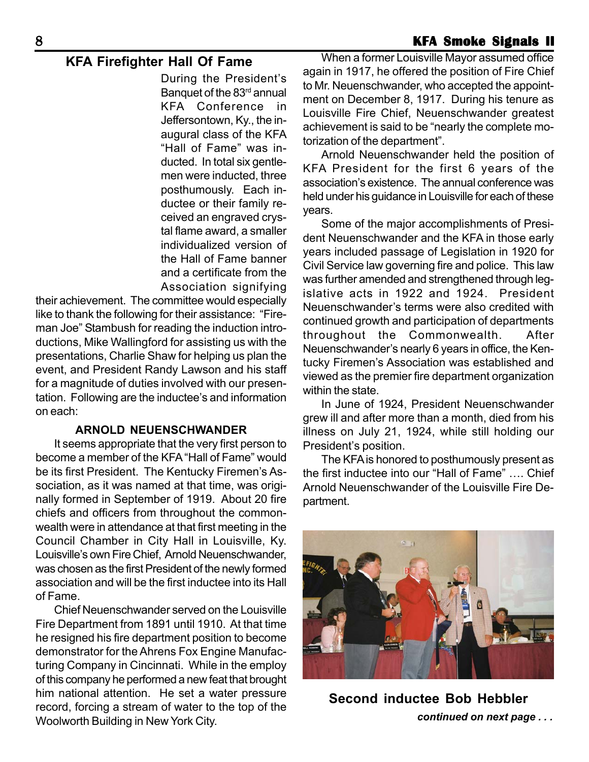## KFA Firefighter Hall Of Fame

During the President's Banquet of the 83rd annual KFA Conference in Jeffersontown, Ky., the inaugural class of the KFA "Hall of Fame" was inducted. In total six gentlemen were inducted, three posthumously. Each inductee or their family received an engraved crystal flame award, a smaller individualized version of the Hall of Fame banner and a certificate from the Association signifying their achievement. The committee would especially like to thank the following for their assistance: "Fireman Joe" Stambush for reading the induction introductions, Mike Wallingford for assisting us with the presentations, Charlie Shaw for helping us plan the event, and President Randy Lawson and his staff for a magnitude of duties involved with our presentation. Following are the inductee's and information on each:

### ARNOLD NEUENSCHWANDER

It seems appropriate that the very first person to become a member of the KFA "Hall of Fame" would be its first President. The Kentucky Firemen's Association, as it was named at that time, was originally formed in September of 1919. About 20 fire chiefs and officers from throughout the commonwealth were in attendance at that first meeting in the Council Chamber in City Hall in Louisville, Ky. Louisville's own Fire Chief, Arnold Neuenschwander, was chosen as the first President of the newly formed association and will be the first inductee into its Hall of Fame.

Chief Neuenschwander served on the Louisville Fire Department from 1891 until 1910. At that time he resigned his fire department position to become demonstrator for the Ahrens Fox Engine Manufacturing Company in Cincinnati. While in the employ of this company he performed a new feat that brought him national attention. He set a water pressure record, forcing a stream of water to the top of the Woolworth Building in New York City.

When a former Louisville Mayor assumed office again in 1917, he offered the position of Fire Chief to Mr. Neuenschwander, who accepted the appointment on December 8, 1917. During his tenure as Louisville Fire Chief, Neuenschwander greatest achievement is said to be "nearly the complete motorization of the department".

Arnold Neuenschwander held the position of KFA President for the first 6 years of the association's existence. The annual conference was held under his guidance in Louisville for each of these years.

Some of the major accomplishments of President Neuenschwander and the KFA in those early years included passage of Legislation in 1920 for Civil Service law governing fire and police. This law was further amended and strengthened through legislative acts in 1922 and 1924. President Neuenschwander's terms were also credited with continued growth and participation of departments throughout the Commonwealth. After Neuenschwander's nearly 6 years in office, the Kentucky Firemen's Association was established and viewed as the premier fire department organization within the state.

In June of 1924, President Neuenschwander grew ill and after more than a month, died from his illness on July 21, 1924, while still holding our President's position.

The KFA is honored to posthumously present as the first inductee into our "Hall of Fame" …. Chief Arnold Neuenschwander of the Louisville Fire Department.

**Second inductee Bob Hebbler**

***continued on next page . . .***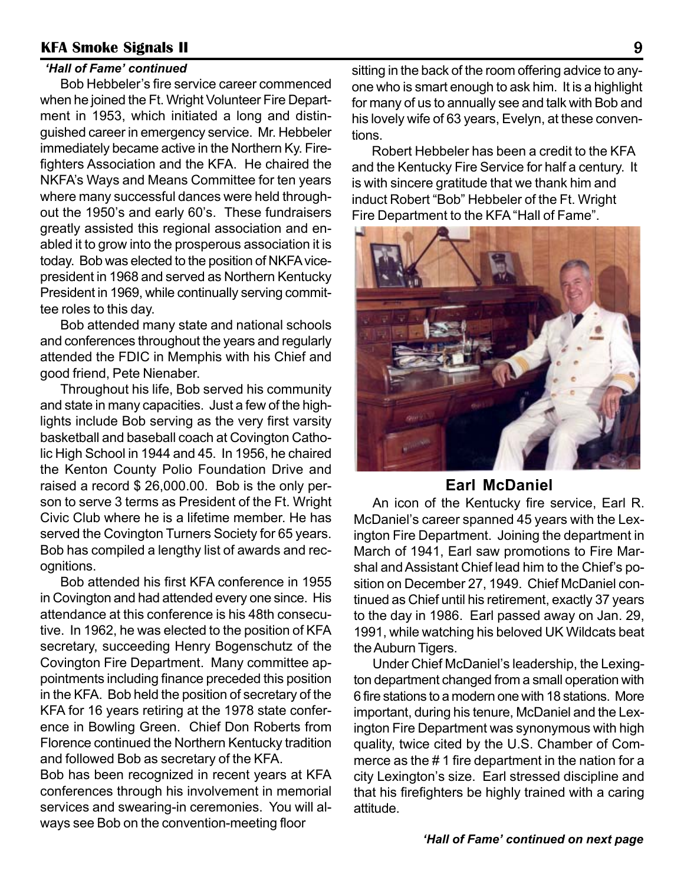*'Hall of Fame' continued*

Bob Hebbeler's fire service career commenced when he joined the Ft. Wright Volunteer Fire Department in 1953, which initiated a long and distinguished career in emergency service. Mr. Hebbeler immediately became active in the Northern Ky. Firefighters Association and the KFA. He chaired the NKFA's Ways and Means Committee for ten years where many successful dances were held throughout the 1950's and early 60's. These fundraisers greatly assisted this regional association and enabled it to grow into the prosperous association it is today. Bob was elected to the position of NKFA vice-president in 1968 and served as Northern Kentucky President in 1969, while continually serving committee roles to this day.

Bob attended many state and national schools and conferences throughout the years and regularly attended the FDIC in Memphis with his Chief and good friend, Pete Nienaber.

Throughout his life, Bob served his community and state in many capacities. Just a few of the highlights include Bob serving as the very first varsity basketball and baseball coach at Covington Catholic High School in 1944 and 45. In 1956, he chaired the Kenton County Polio Foundation Drive and raised a record $ 26,000.00. Bob is the only person to serve 3 terms as President of the Ft. Wright Civic Club where he is a lifetime member. He has served the Covington Turners Society for 65 years. Bob has compiled a lengthy list of awards and recognitions.

Bob attended his first KFA conference in 1955 in Covington and had attended every one since. His attendance at this conference is his 48th consecutive. In 1962, he was elected to the position of KFA secretary, succeeding Henry Bogenschutz of the Covington Fire Department. Many committee appointments including finance preceded this position in the KFA. Bob held the position of secretary of the KFA for 16 years retiring at the 1978 state conference in Bowling Green. Chief Don Roberts from Florence continued the Northern Kentucky tradition and followed Bob as secretary of the KFA.

Bob has been recognized in recent years at KFA conferences through his involvement in memorial services and swearing-in ceremonies. You will always see Bob on the convention-meeting floor sitting in the back of the room offering advice to anyone who is smart enough to ask him. It is a highlight for many of us to annually see and talk with Bob and his lovely wife of 63 years, Evelyn, at these conventions.

Robert Hebbeler has been a credit to the KFA and the Kentucky Fire Service for half a century. It is with sincere gratitude that we thank him and induct Robert "Bob" Hebbeler of the Ft. Wright Fire Department to the KFA "Hall of Fame".

## Earl McDaniel

An icon of the Kentucky fire service, Earl R. McDaniel's career spanned 45 years with the Lexington Fire Department. Joining the department in March of 1941, Earl saw promotions to Fire Marshal and Assistant Chief lead him to the Chief's position on December 27, 1949. Chief McDaniel continued as Chief until his retirement, exactly 37 years to the day in 1986. Earl passed away on Jan. 29, 1991, while watching his beloved UK Wildcats beat the Auburn Tigers.

Under Chief McDaniel's leadership, the Lexington department changed from a small operation with 6 fire stations to a modern one with 18 stations. More important, during his tenure, McDaniel and the Lexington Fire Department was synonymous with high quality, twice cited by the U.S. Chamber of Commerce as the # 1 fire department in the nation for a city Lexington's size. Earl stressed discipline and that his firefighters be highly trained with a caring attitude.

*'Hall of Fame' continued on next page*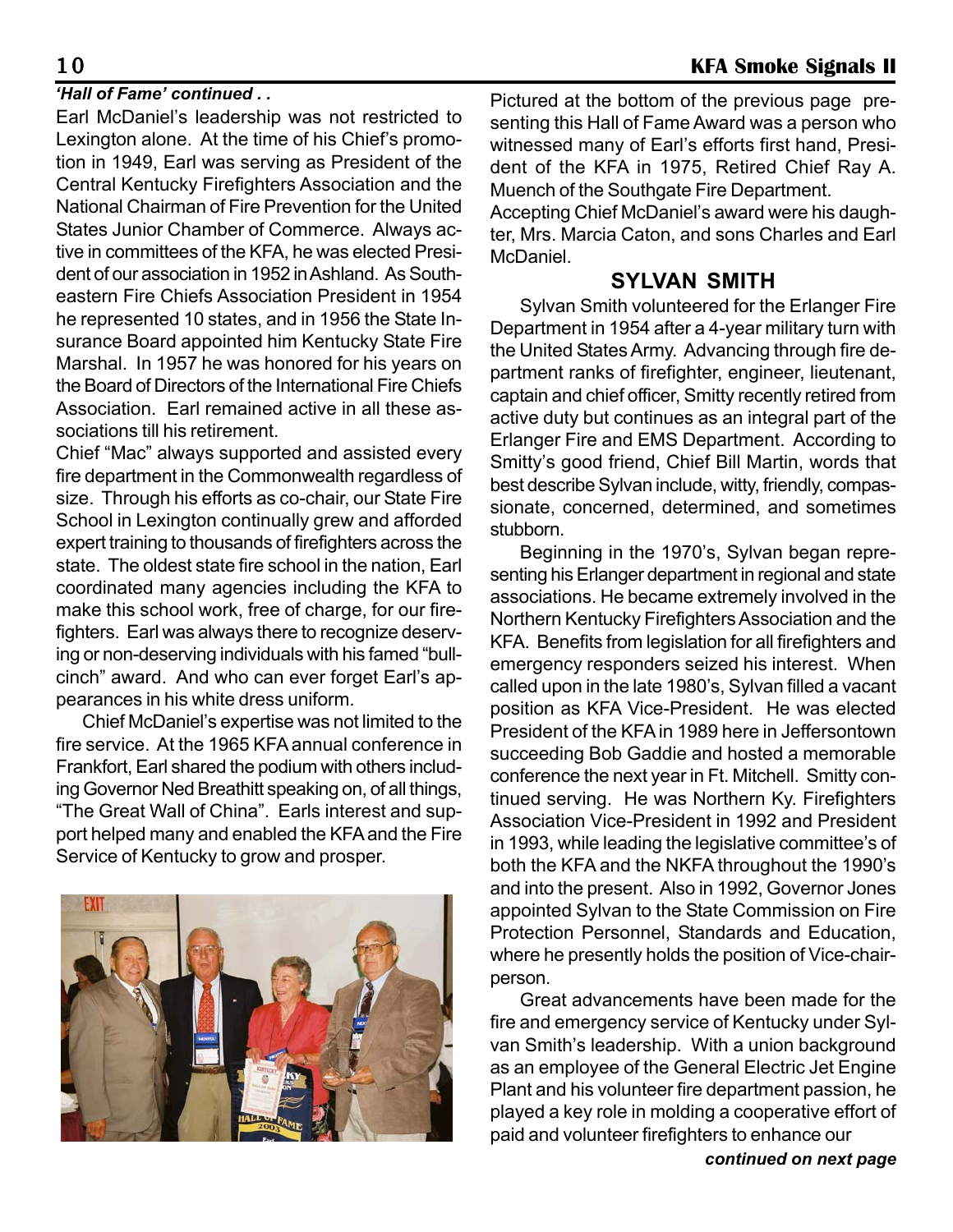*'Hall of Fame' continued . .*

Earl McDaniel's leadership was not restricted to Lexington alone. At the time of his Chief's promotion in 1949, Earl was serving as President of the Central Kentucky Firefighters Association and the National Chairman of Fire Prevention for the United States Junior Chamber of Commerce. Always active in committees of the KFA, he was elected President of our association in 1952 in Ashland. As Southeastern Fire Chiefs Association President in 1954 he represented 10 states, and in 1956 the State Insurance Board appointed him Kentucky State Fire Marshal. In 1957 he was honored for his years on the Board of Directors of the International Fire Chiefs Association. Earl remained active in all these associations till his retirement.

Chief "Mac" always supported and assisted every fire department in the Commonwealth regardless of size. Through his efforts as co-chair, our State Fire School in Lexington continually grew and afforded expert training to thousands of firefighters across the state. The oldest state fire school in the nation, Earl coordinated many agencies including the KFA to make this school work, free of charge, for our firefighters. Earl was always there to recognize deserving or non-deserving individuals with his famed "bull-cinch" award. And who can ever forget Earl's appearances in his white dress uniform.

Chief McDaniel's expertise was not limited to the fire service. At the 1965 KFA annual conference in Frankfort, Earl shared the podium with others including Governor Ned Breathitt speaking on, of all things, "The Great Wall of China". Earls interest and support helped many and enabled the KFA and the Fire Service of Kentucky to grow and prosper.

Pictured at the bottom of the previous page presenting this Hall of Fame Award was a person who witnessed many of Earl's efforts first hand, President of the KFA in 1975, Retired Chief Ray A. Muench of the Southgate Fire Department.

Accepting Chief McDaniel's award were his daughter, Mrs. Marcia Caton, and sons Charles and Earl McDaniel.

## SYLVAN SMITH

Sylvan Smith volunteered for the Erlanger Fire Department in 1954 after a 4-year military turn with the United States Army. Advancing through fire department ranks of firefighter, engineer, lieutenant, captain and chief officer, Smitty recently retired from active duty but continues as an integral part of the Erlanger Fire and EMS Department. According to Smitty's good friend, Chief Bill Martin, words that best describe Sylvan include, witty, friendly, compassionate, concerned, determined, and sometimes stubborn.

Beginning in the 1970's, Sylvan began representing his Erlanger department in regional and state associations. He became extremely involved in the Northern Kentucky Firefighters Association and the KFA. Benefits from legislation for all firefighters and emergency responders seized his interest. When called upon in the late 1980's, Sylvan filled a vacant position as KFA Vice-President. He was elected President of the KFA in 1989 here in Jeffersontown succeeding Bob Gaddie and hosted a memorable conference the next year in Ft. Mitchell. Smitty continued serving. He was Northern Ky. Firefighters Association Vice-President in 1992 and President in 1993, while leading the legislative committee's of both the KFA and the NKFA throughout the 1990's and into the present. Also in 1992, Governor Jones appointed Sylvan to the State Commission on Fire Protection Personnel, Standards and Education, where he presently holds the position of Vice-chairperson.

Great advancements have been made for the fire and emergency service of Kentucky under Sylvan Smith's leadership. With a union background as an employee of the General Electric Jet Engine Plant and his volunteer fire department passion, he played a key role in molding a cooperative effort of paid and volunteer firefighters to enhance our

***continued on next page***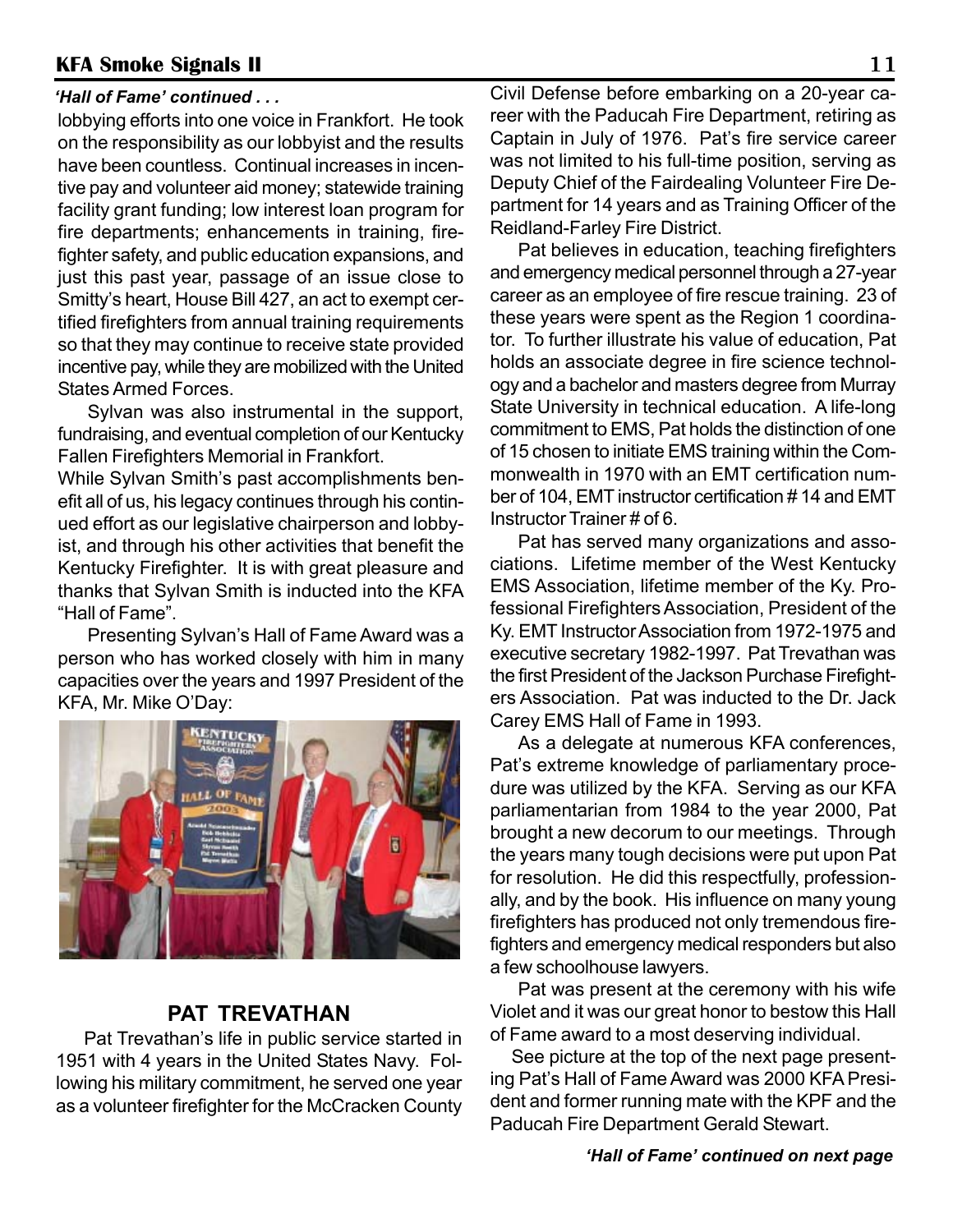*'Hall of Fame' continued . . .*

lobbying efforts into one voice in Frankfort. He took on the responsibility as our lobbyist and the results have been countless. Continual increases in incentive pay and volunteer aid money; statewide training facility grant funding; low interest loan program for fire departments; enhancements in training, firefighter safety, and public education expansions, and just this past year, passage of an issue close to Smitty's heart, House Bill 427, an act to exempt certified firefighters from annual training requirements so that they may continue to receive state provided incentive pay, while they are mobilized with the United States Armed Forces.

Sylvan was also instrumental in the support, fundraising, and eventual completion of our Kentucky Fallen Firefighters Memorial in Frankfort.

While Sylvan Smith's past accomplishments benefit all of us, his legacy continues through his continued effort as our legislative chairperson and lobbyist, and through his other activities that benefit the Kentucky Firefighter. It is with great pleasure and thanks that Sylvan Smith is inducted into the KFA "Hall of Fame".

Presenting Sylvan's Hall of Fame Award was a person who has worked closely with him in many capacities over the years and 1997 President of the KFA, Mr. Mike O'Day:

## PAT TREVATHAN

Pat Trevathan's life in public service started in 1951 with 4 years in the United States Navy. Following his military commitment, he served one year as a volunteer firefighter for the McCracken County Civil Defense before embarking on a 20-year career with the Paducah Fire Department, retiring as Captain in July of 1976. Pat's fire service career was not limited to his full-time position, serving as Deputy Chief of the Fairdealing Volunteer Fire Department for 14 years and as Training Officer of the Reidland-Farley Fire District.

Pat believes in education, teaching firefighters and emergency medical personnel through a 27-year career as an employee of fire rescue training. 23 of these years were spent as the Region 1 coordinator. To further illustrate his value of education, Pat holds an associate degree in fire science technology and a bachelor and masters degree from Murray State University in technical education. A life-long commitment to EMS, Pat holds the distinction of one of 15 chosen to initiate EMS training within the Commonwealth in 1970 with an EMT certification number of 104, EMT instructor certification # 14 and EMT Instructor Trainer # of 6.

Pat has served many organizations and associations. Lifetime member of the West Kentucky EMS Association, lifetime member of the Ky. Professional Firefighters Association, President of the Ky. EMT Instructor Association from 1972-1975 and executive secretary 1982-1997. Pat Trevathan was the first President of the Jackson Purchase Firefighters Association. Pat was inducted to the Dr. Jack Carey EMS Hall of Fame in 1993.

As a delegate at numerous KFA conferences, Pat's extreme knowledge of parliamentary procedure was utilized by the KFA. Serving as our KFA parliamentarian from 1984 to the year 2000, Pat brought a new decorum to our meetings. Through the years many tough decisions were put upon Pat for resolution. He did this respectfully, professionally, and by the book. His influence on many young firefighters has produced not only tremendous firefighters and emergency medical responders but also a few schoolhouse lawyers.

Pat was present at the ceremony with his wife Violet and it was our great honor to bestow this Hall of Fame award to a most deserving individual.

See picture at the top of the next page presenting Pat's Hall of Fame Award was 2000 KFA President and former running mate with the KPF and the Paducah Fire Department Gerald Stewart.

*'Hall of Fame' continued on next page*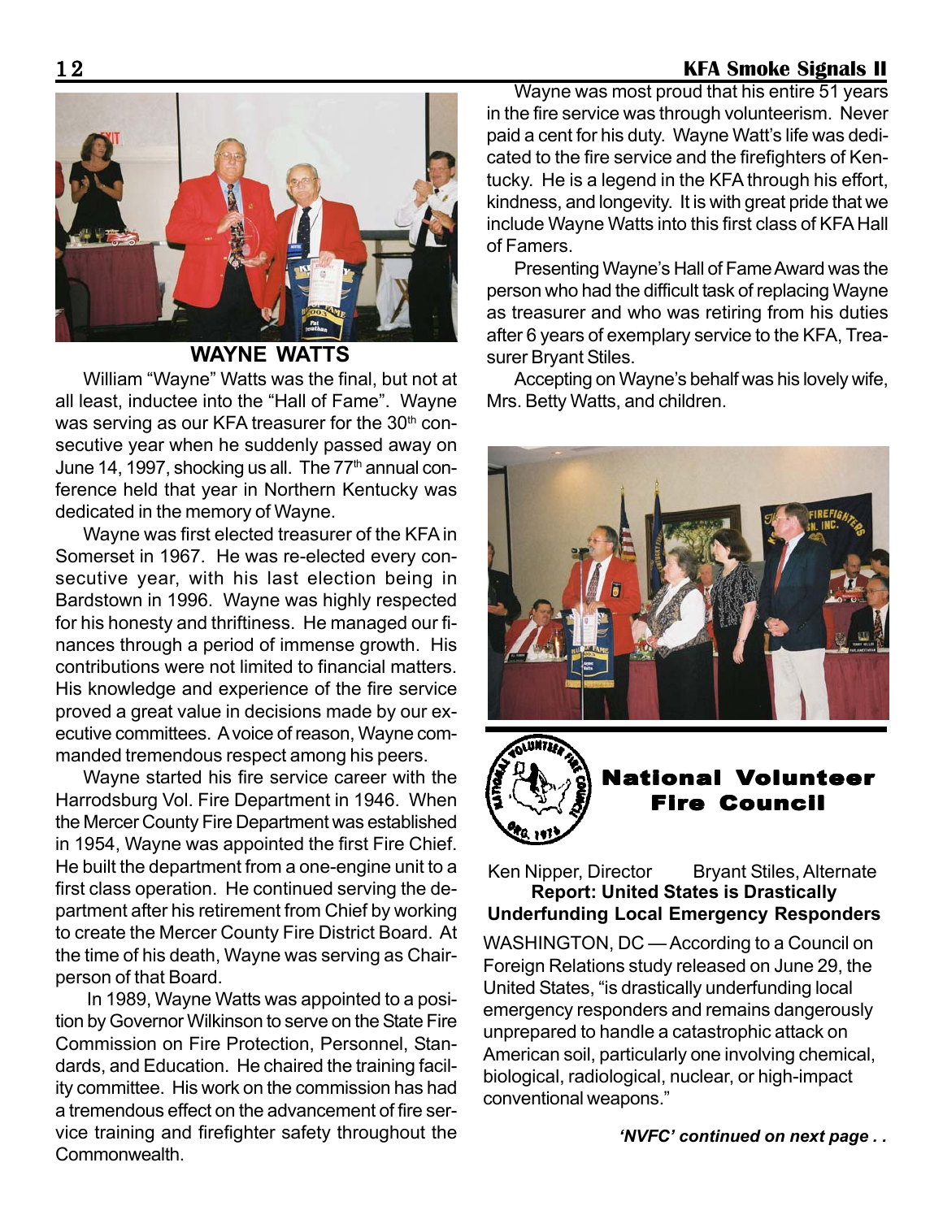## WAYNE WATTS

William "Wayne" Watts was the final, but not at all least, inductee into the "Hall of Fame". Wayne was serving as our KFA treasurer for the 30th consecutive year when he suddenly passed away on June 14, 1997, shocking us all. The 77th annual conference held that year in Northern Kentucky was dedicated in the memory of Wayne.

Wayne was first elected treasurer of the KFA in Somerset in 1967. He was re-elected every consecutive year, with his last election being in Bardstown in 1996. Wayne was highly respected for his honesty and thriftiness. He managed our finances through a period of immense growth. His contributions were not limited to financial matters. His knowledge and experience of the fire service proved a great value in decisions made by our executive committees. A voice of reason, Wayne commanded tremendous respect among his peers.

Wayne started his fire service career with the Harrodsburg Vol. Fire Department in 1946. When the Mercer County Fire Department was established in 1954, Wayne was appointed the first Fire Chief. He built the department from a one-engine unit to a first class operation. He continued serving the department after his retirement from Chief by working to create the Mercer County Fire District Board. At the time of his death, Wayne was serving as Chairperson of that Board.

In 1989, Wayne Watts was appointed to a position by Governor Wilkinson to serve on the State Fire Commission on Fire Protection, Personnel, Standards, and Education. He chaired the training facility committee. His work on the commission has had a tremendous effect on the advancement of fire service training and firefighter safety throughout the Commonwealth.

Wayne was most proud that his entire 51 years in the fire service was through volunteerism. Never paid a cent for his duty. Wayne Watt's life was dedicated to the fire service and the firefighters of Kentucky. He is a legend in the KFA through his effort, kindness, and longevity. It is with great pride that we include Wayne Watts into this first class of KFA Hall of Famers.

Presenting Wayne's Hall of Fame Award was the person who had the difficult task of replacing Wayne as treasurer and who was retiring from his duties after 6 years of exemplary service to the KFA, Treasurer Bryant Stiles.

Accepting on Wayne's behalf was his lovely wife, Mrs. Betty Watts, and children.

## National Volunteer Fire Council

Ken Nipper, Director Bryant Stiles, Alternate

**Report: United States is Drastically Underfunding Local Emergency Responders**

WASHINGTON, DC — According to a Council on Foreign Relations study released on June 29, the United States, "is drastically underfunding local emergency responders and remains dangerously unprepared to handle a catastrophic attack on American soil, particularly one involving chemical, biological, radiological, nuclear, or high-impact conventional weapons."

***'NVFC' continued on next page . .***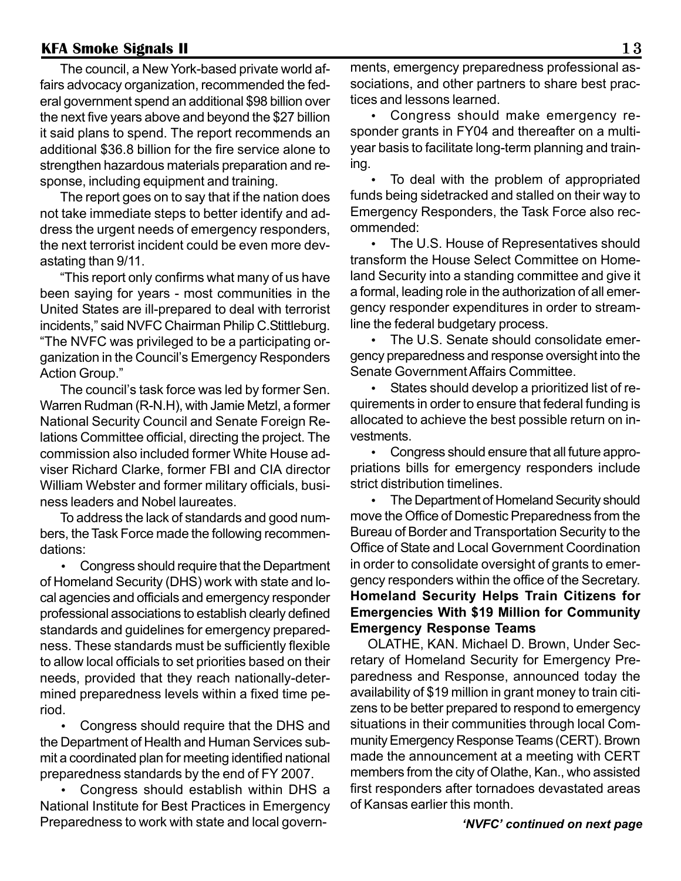The council, a New York-based private world affairs advocacy organization, recommended the federal government spend an additional $98 billion over the next five years above and beyond the $27 billion it said plans to spend. The report recommends an additional $36.8 billion for the fire service alone to strengthen hazardous materials preparation and response, including equipment and training.

The report goes on to say that if the nation does not take immediate steps to better identify and address the urgent needs of emergency responders, the next terrorist incident could be even more devastating than 9/11.

"This report only confirms what many of us have been saying for years - most communities in the United States are ill-prepared to deal with terrorist incidents," said NVFC Chairman Philip C.Stittleburg. "The NVFC was privileged to be a participating organization in the Council's Emergency Responders Action Group."

The council's task force was led by former Sen. Warren Rudman (R-N.H), with Jamie Metzl, a former National Security Council and Senate Foreign Relations Committee official, directing the project. The commission also included former White House adviser Richard Clarke, former FBI and CIA director William Webster and former military officials, business leaders and Nobel laureates.

To address the lack of standards and good numbers, the Task Force made the following recommendations:

- Congress should require that the Department of Homeland Security (DHS) work with state and local agencies and officials and emergency responder professional associations to establish clearly defined standards and guidelines for emergency preparedness. These standards must be sufficiently flexible to allow local officials to set priorities based on their needs, provided that they reach nationally-determined preparedness levels within a fixed time period.
- Congress should require that the DHS and the Department of Health and Human Services submit a coordinated plan for meeting identified national preparedness standards by the end of FY 2007.
- Congress should establish within DHS a National Institute for Best Practices in Emergency Preparedness to work with state and local governments, emergency preparedness professional associations, and other partners to share best practices and lessons learned.
- Congress should make emergency responder grants in FY04 and thereafter on a multi-year basis to facilitate long-term planning and training.
- To deal with the problem of appropriated funds being sidetracked and stalled on their way to Emergency Responders, the Task Force also recommended:
- The U.S. House of Representatives should transform the House Select Committee on Homeland Security into a standing committee and give it a formal, leading role in the authorization of all emergency responder expenditures in order to streamline the federal budgetary process.
- The U.S. Senate should consolidate emergency preparedness and response oversight into the Senate Government Affairs Committee.
- States should develop a prioritized list of requirements in order to ensure that federal funding is allocated to achieve the best possible return on investments.
- Congress should ensure that all future appropriations bills for emergency responders include strict distribution timelines.
- The Department of Homeland Security should move the Office of Domestic Preparedness from the Bureau of Border and Transportation Security to the Office of State and Local Government Coordination in order to consolidate oversight of grants to emergency responders within the office of the Secretary.

**Homeland Security Helps Train Citizens for Emergencies With $19 Million for Community Emergency Response Teams**

OLATHE, KAN. Michael D. Brown, Under Secretary of Homeland Security for Emergency Preparedness and Response, announced today the availability of $19 million in grant money to train citizens to be better prepared to respond to emergency situations in their communities through local Community Emergency Response Teams (CERT). Brown made the announcement at a meeting with CERT members from the city of Olathe, Kan., who assisted first responders after tornadoes devastated areas of Kansas earlier this month.

***'NVFC' continued on next page***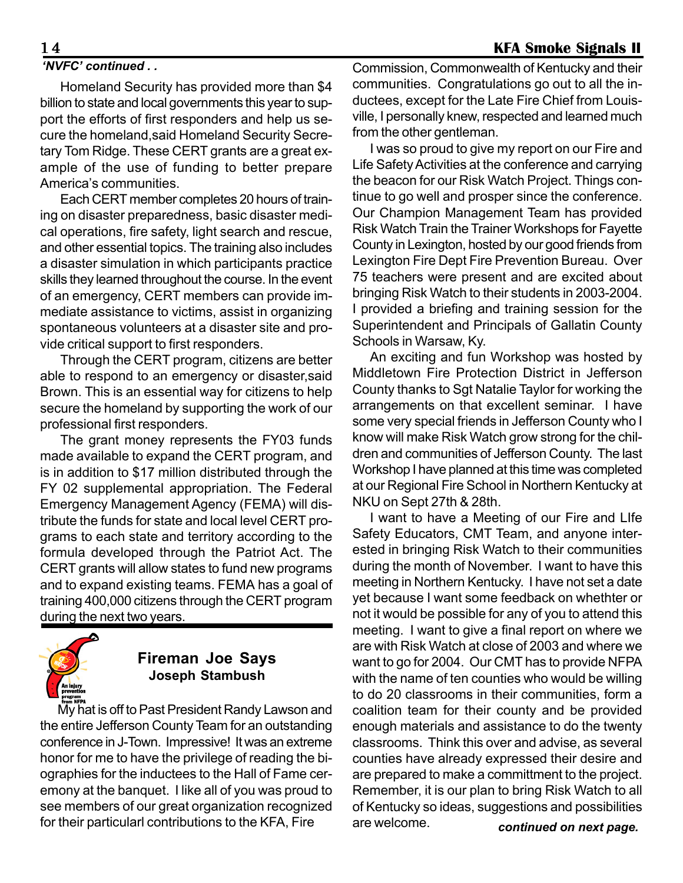*'NVFC' continued . .*

Homeland Security has provided more than $4 billion to state and local governments this year to support the efforts of first responders and help us secure the homeland,said Homeland Security Secretary Tom Ridge. These CERT grants are a great example of the use of funding to better prepare America's communities.

Each CERT member completes 20 hours of training on disaster preparedness, basic disaster medical operations, fire safety, light search and rescue, and other essential topics. The training also includes a disaster simulation in which participants practice skills they learned throughout the course. In the event of an emergency, CERT members can provide immediate assistance to victims, assist in organizing spontaneous volunteers at a disaster site and provide critical support to first responders.

Through the CERT program, citizens are better able to respond to an emergency or disaster,said Brown. This is an essential way for citizens to help secure the homeland by supporting the work of our professional first responders.

The grant money represents the FY03 funds made available to expand the CERT program, and is in addition to $17 million distributed through the FY 02 supplemental appropriation. The Federal Emergency Management Agency (FEMA) will distribute the funds for state and local level CERT programs to each state and territory according to the formula developed through the Patriot Act. The CERT grants will allow states to fund new programs and to expand existing teams. FEMA has a goal of training 400,000 citizens through the CERT program during the next two years.

## Fireman Joe Says
**Joseph Stambush**

My hat is off to Past President Randy Lawson and the entire Jefferson County Team for an outstanding conference in J-Town. Impressive! It was an extreme honor for me to have the privilege of reading the biographies for the inductees to the Hall of Fame ceremony at the banquet. I like all of you was proud to see members of our great organization recognized for their particularl contributions to the KFA, Fire Commission, Commonwealth of Kentucky and their communities. Congratulations go out to all the inductees, except for the Late Fire Chief from Louisville, I personally knew, respected and learned much from the other gentleman.

I was so proud to give my report on our Fire and Life Safety Activities at the conference and carrying the beacon for our Risk Watch Project. Things continue to go well and prosper since the conference. Our Champion Management Team has provided Risk Watch Train the Trainer Workshops for Fayette County in Lexington, hosted by our good friends from Lexington Fire Dept Fire Prevention Bureau. Over 75 teachers were present and are excited about bringing Risk Watch to their students in 2003-2004. I provided a briefing and training session for the Superintendent and Principals of Gallatin County Schools in Warsaw, Ky.

An exciting and fun Workshop was hosted by Middletown Fire Protection District in Jefferson County thanks to Sgt Natalie Taylor for working the arrangements on that excellent seminar. I have some very special friends in Jefferson County who I know will make Risk Watch grow strong for the children and communities of Jefferson County. The last Workshop I have planned at this time was completed at our Regional Fire School in Northern Kentucky at NKU on Sept 27th & 28th.

I want to have a Meeting of our Fire and LIfe Safety Educators, CMT Team, and anyone interested in bringing Risk Watch to their communities during the month of November. I want to have this meeting in Northern Kentucky. I have not set a date yet because I want some feedback on whethter or not it would be possible for any of you to attend this meeting. I want to give a final report on where we are with Risk Watch at close of 2003 and where we want to go for 2004. Our CMT has to provide NFPA with the name of ten counties who would be willing to do 20 classrooms in their communities, form a coalition team for their county and be provided enough materials and assistance to do the twenty classrooms. Think this over and advise, as several counties have already expressed their desire and are prepared to make a committment to the project. Remember, it is our plan to bring Risk Watch to all of Kentucky so ideas, suggestions and possibilities are welcome.

***continued on next page.***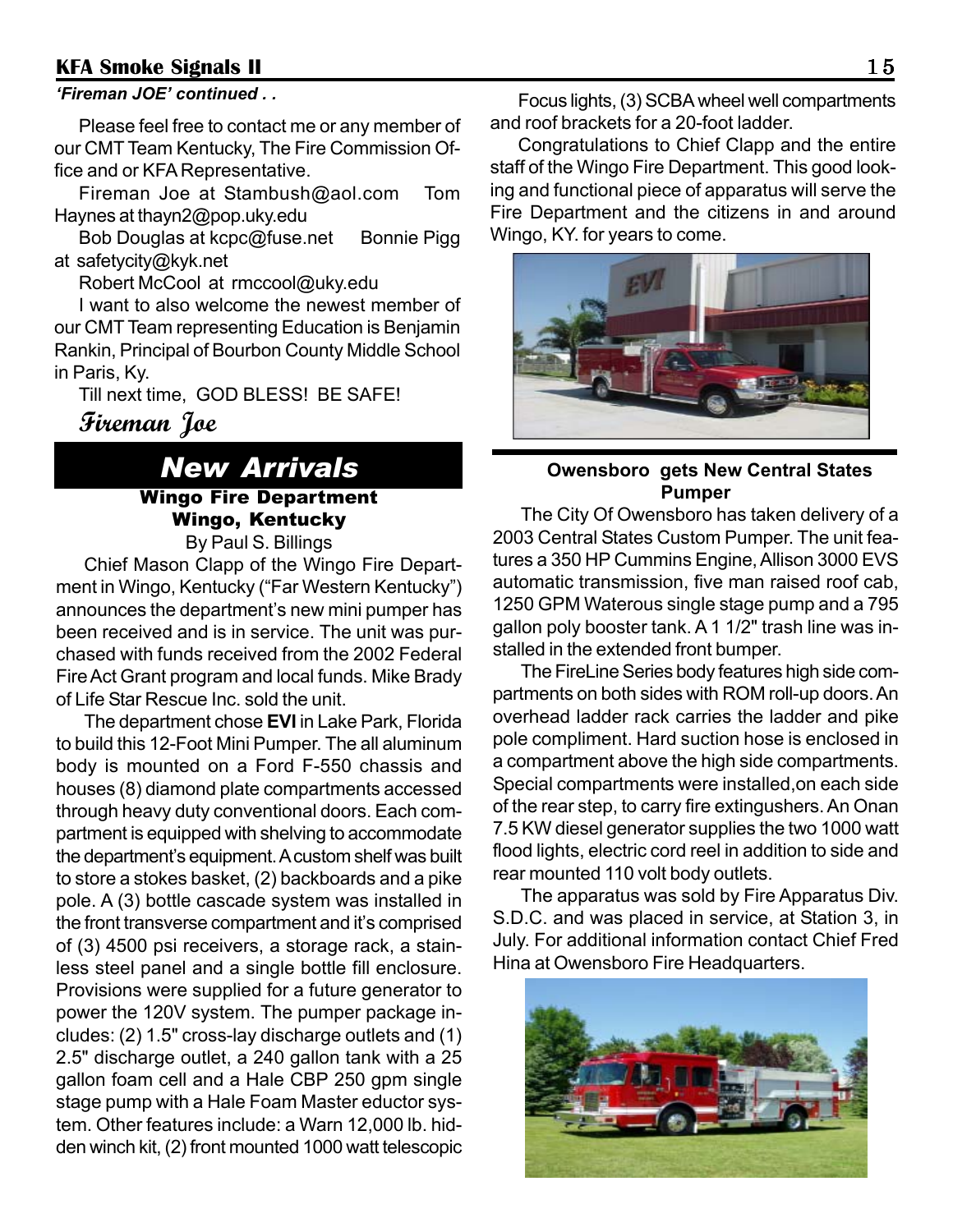*'Fireman JOE' continued . .*

Please feel free to contact me or any member of our CMT Team Kentucky, The Fire Commission Office and or KFA Representative.

Fireman Joe at Stambush@aol.com Tom Haynes at thayn2@pop.uky.edu

Bob Douglas at kcpc@fuse.net Bonnie Pigg at safetycity@kyk.net

Robert McCool at rmccool@uky.edu

I want to also welcome the newest member of our CMT Team representing Education is Benjamin Rankin, Principal of Bourbon County Middle School in Paris, Ky.

Till next time, GOD BLESS! BE SAFE!

*Fireman Joe*

# New Arrivals

### Wingo Fire Department
### Wingo, Kentucky

By Paul S. Billings

Chief Mason Clapp of the Wingo Fire Department in Wingo, Kentucky ("Far Western Kentucky") announces the department's new mini pumper has been received and is in service. The unit was purchased with funds received from the 2002 Federal Fire Act Grant program and local funds. Mike Brady of Life Star Rescue Inc. sold the unit.

The department chose **EVI** in Lake Park, Florida to build this 12-Foot Mini Pumper. The all aluminum body is mounted on a Ford F-550 chassis and houses (8) diamond plate compartments accessed through heavy duty conventional doors. Each compartment is equipped with shelving to accommodate the department's equipment. A custom shelf was built to store a stokes basket, (2) backboards and a pike pole. A (3) bottle cascade system was installed in the front transverse compartment and it's comprised of (3) 4500 psi receivers, a storage rack, a stainless steel panel and a single bottle fill enclosure. Provisions were supplied for a future generator to power the 120V system. The pumper package includes: (2) 1.5" cross-lay discharge outlets and (1) 2.5" discharge outlet, a 240 gallon tank with a 25 gallon foam cell and a Hale CBP 250 gpm single stage pump with a Hale Foam Master eductor system. Other features include: a Warn 12,000 lb. hidden winch kit, (2) front mounted 1000 watt telescopic Focus lights, (3) SCBA wheel well compartments and roof brackets for a 20-foot ladder.

Congratulations to Chief Clapp and the entire staff of the Wingo Fire Department. This good looking and functional piece of apparatus will serve the Fire Department and the citizens in and around Wingo, KY. for years to come.

### Owensboro gets New Central States Pumper

The City Of Owensboro has taken delivery of a 2003 Central States Custom Pumper. The unit features a 350 HP Cummins Engine, Allison 3000 EVS automatic transmission, five man raised roof cab, 1250 GPM Waterous single stage pump and a 795 gallon poly booster tank. A 1 1/2" trash line was installed in the extended front bumper.

The FireLine Series body features high side compartments on both sides with ROM roll-up doors. An overhead ladder rack carries the ladder and pike pole compliment. Hard suction hose is enclosed in a compartment above the high side compartments. Special compartments were installed,on each side of the rear step, to carry fire extingushers. An Onan 7.5 KW diesel generator supplies the two 1000 watt flood lights, electric cord reel in addition to side and rear mounted 110 volt body outlets.

The apparatus was sold by Fire Apparatus Div. S.D.C. and was placed in service, at Station 3, in July. For additional information contact Chief Fred Hina at Owensboro Fire Headquarters.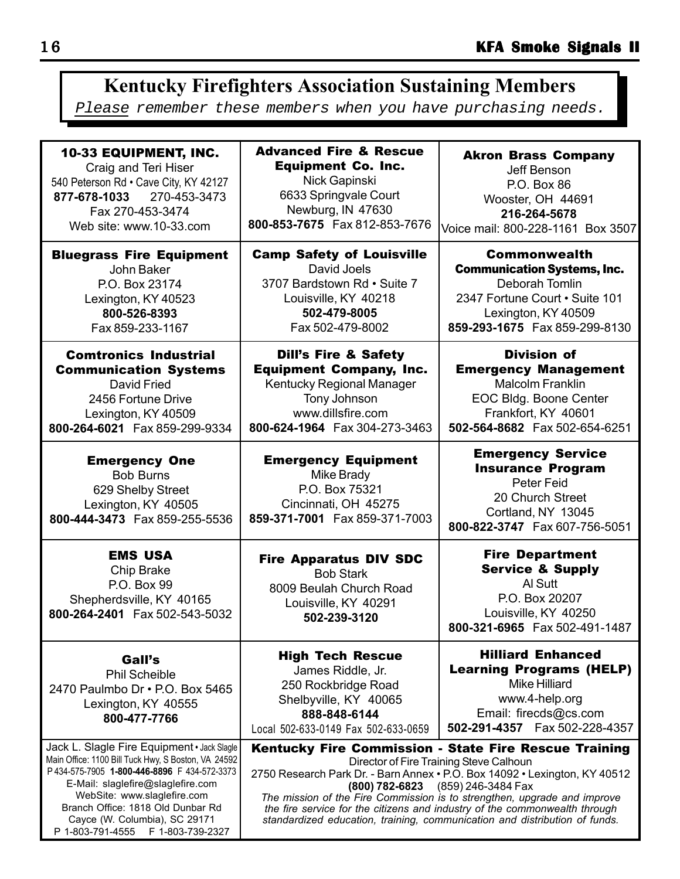# Kentucky Firefighters Association Sustaining Members

*Please remember these members when you have purchasing needs.*

| | | |
|---|---|---|
| **10-33 EQUIPMENT, INC.**<br>Craig and Teri Hiser<br>540 Peterson Rd • Cave City, KY 42127<br>**877-678-1033** 270-453-3473<br>Fax 270-453-3474<br>Web site: www.10-33.com | **Advanced Fire & Rescue Equipment Co. Inc.**<br>Nick Gapinski<br>6633 Springvale Court<br>Newburg, IN 47630<br>**800-853-7675** Fax 812-853-7676 | **Akron Brass Company**<br>Jeff Benson<br>P.O. Box 86<br>Wooster, OH 44691<br>**216-264-5678**<br>Voice mail: 800-228-1161 Box 3507 |
| **Bluegrass Fire Equipment**<br>John Baker<br>P.O. Box 23174<br>Lexington, KY 40523<br>**800-526-8393**<br>Fax 859-233-1167 | **Camp Safety of Louisville**<br>David Joels<br>3707 Bardstown Rd • Suite 7<br>Louisville, KY 40218<br>**502-479-8005**<br>Fax 502-479-8002 | **Commonwealth Communication Systems, Inc.**<br>Deborah Tomlin<br>2347 Fortune Court • Suite 101<br>Lexington, KY 40509<br>**859-293-1675** Fax 859-299-8130 |
| **Comtronics Industrial Communication Systems**<br>David Fried<br>2456 Fortune Drive<br>Lexington, KY 40509<br>**800-264-6021** Fax 859-299-9334 | **Dill's Fire & Safety Equipment Company, Inc.**<br>Kentucky Regional Manager<br>Tony Johnson<br>www.dillsfire.com<br>**800-624-1964** Fax 304-273-3463 | **Division of Emergency Management**<br>Malcolm Franklin<br>EOC Bldg. Boone Center<br>Frankfort, KY 40601<br>**502-564-8682** Fax 502-654-6251 |
| **Emergency One**<br>Bob Burns<br>629 Shelby Street<br>Lexington, KY 40505<br>**800-444-3473** Fax 859-255-5536 | **Emergency Equipment**<br>Mike Brady<br>P.O. Box 75321<br>Cincinnati, OH 45275<br>**859-371-7001** Fax 859-371-7003 | **Emergency Service Insurance Program**<br>Peter Feid<br>20 Church Street<br>Cortland, NY 13045<br>**800-822-3747** Fax 607-756-5051 |
| **EMS USA**<br>Chip Brake<br>P.O. Box 99<br>Shepherdsville, KY 40165<br>**800-264-2401** Fax 502-543-5032 | **Fire Apparatus DIV SDC**<br>Bob Stark<br>8009 Beulah Church Road<br>Louisville, KY 40291<br>**502-239-3120** | **Fire Department Service & Supply**<br>Al Sutt<br>P.O. Box 20207<br>Louisville, KY 40250<br>**800-321-6965** Fax 502-491-1487 |
| **Gall's**<br>Phil Scheible<br>2470 Paulmbo Dr • P.O. Box 5465<br>Lexington, KY 40555<br>**800-477-7766** | **High Tech Rescue**<br>James Riddle, Jr.<br>250 Rockbridge Road<br>Shelbyville, KY 40065<br>**888-848-6144**<br>Local 502-633-0149 Fax 502-633-0659 | **Hilliard Enhanced Learning Programs (HELP)**<br>Mike Hilliard<br>www.4-help.org<br>Email: firecds@cs.com<br>**502-291-4357** Fax 502-228-4357 |
| Jack L. Slagle Fire Equipment • Jack Slagle<br>Main Office: 1100 Bill Tuck Hwy, S Boston, VA 24592<br>P 434-575-7905 **1-800-446-8896** F 434-572-3373<br>E-Mail: slaglefire@slaglefire.com<br>WebSite: www.slaglefire.com<br>Branch Office: 1818 Old Dunbar Rd<br>Cayce (W. Columbia), SC 29171<br>P 1-803-791-4555 F 1-803-739-2327 | **Kentucky Fire Commission - State Fire Rescue Training**<br>Director of Fire Training Steve Calhoun<br>2750 Research Park Dr. - Barn Annex • P.O. Box 14092 • Lexington, KY 40512<br>**(800) 782-6823** (859) 246-3484 Fax<br>*The mission of the Fire Commission is to strengthen, upgrade and improve the fire service for the citizens and industry of the commonwealth through standardized education, training, communication and distribution of funds.* | |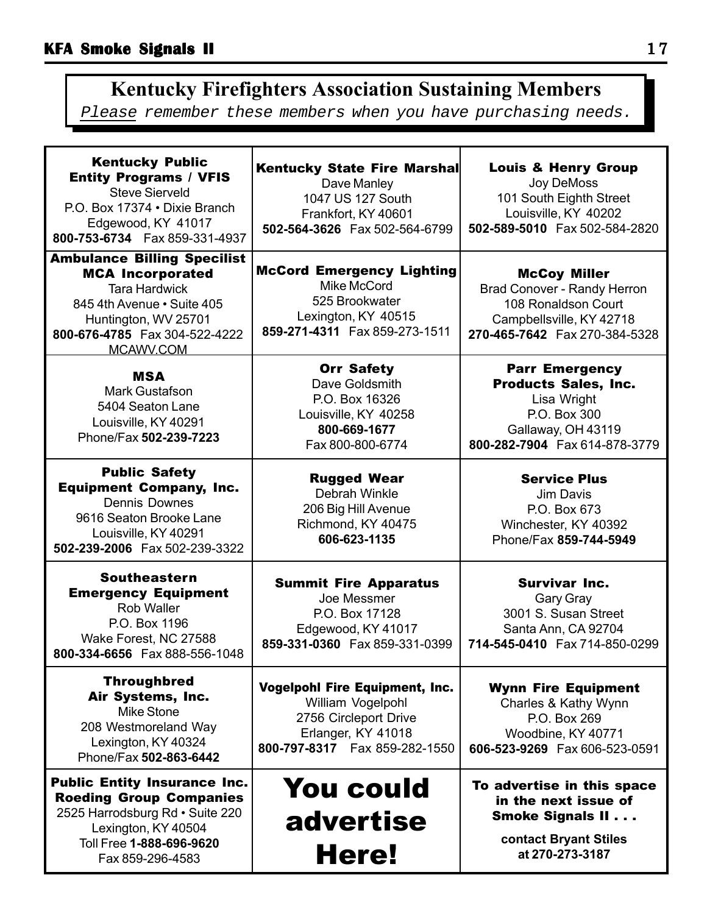# Kentucky Firefighters Association Sustaining Members

*Please remember these members when you have purchasing needs.*

| | | |
|---|---|---|
| **Kentucky Public Entity Programs / VFIS**<br>Steve Sierveld<br>P.O. Box 17374 • Dixie Branch<br>Edgewood, KY 41017<br>**800-753-6734** Fax 859-331-4937 | **Kentucky State Fire Marshal**<br>Dave Manley<br>1047 US 127 South<br>Frankfort, KY 40601<br>**502-564-3626** Fax 502-564-6799 | **Louis & Henry Group**<br>Joy DeMoss<br>101 South Eighth Street<br>Louisville, KY 40202<br>**502-589-5010** Fax 502-584-2820 |
| **Ambulance Billing Specilist MCA Incorporated**<br>Tara Hardwick<br>845 4th Avenue • Suite 405<br>Huntington, WV 25701<br>**800-676-4785** Fax 304-522-4222<br>MCAWV.COM | **McCord Emergency Lighting**<br>Mike McCord<br>525 Brookwater<br>Lexington, KY 40515<br>**859-271-4311** Fax 859-273-1511 | **McCoy Miller**<br>Brad Conover - Randy Herron<br>108 Ronaldson Court<br>Campbellsville, KY 42718<br>**270-465-7642** Fax 270-384-5328 |
| **MSA**<br>Mark Gustafson<br>5404 Seaton Lane<br>Louisville, KY 40291<br>Phone/Fax **502-239-7223** | **Orr Safety**<br>Dave Goldsmith<br>P.O. Box 16326<br>Louisville, KY 40258<br>**800-669-1677**<br>Fax 800-800-6774 | **Parr Emergency Products Sales, Inc.**<br>Lisa Wright<br>P.O. Box 300<br>Gallaway, OH 43119<br>**800-282-7904** Fax 614-878-3779 |
| **Public Safety Equipment Company, Inc.**<br>Dennis Downes<br>9616 Seaton Brooke Lane<br>Louisville, KY 40291<br>**502-239-2006** Fax 502-239-3322 | **Rugged Wear**<br>Debrah Winkle<br>206 Big Hill Avenue<br>Richmond, KY 40475<br>**606-623-1135** | **Service Plus**<br>Jim Davis<br>P.O. Box 673<br>Winchester, KY 40392<br>Phone/Fax **859-744-5949** |
| **Southeastern Emergency Equipment**<br>Rob Waller<br>P.O. Box 1196<br>Wake Forest, NC 27588<br>**800-334-6656** Fax 888-556-1048 | **Summit Fire Apparatus**<br>Joe Messmer<br>P.O. Box 17128<br>Edgewood, KY 41017<br>**859-331-0360** Fax 859-331-0399 | **Survivar Inc.**<br>Gary Gray<br>3001 S. Susan Street<br>Santa Ann, CA 92704<br>**714-545-0410** Fax 714-850-0299 |
| **Throughbred Air Systems, Inc.**<br>Mike Stone<br>208 Westmoreland Way<br>Lexington, KY 40324<br>Phone/Fax **502-863-6442** | **Vogelpohl Fire Equipment, Inc.**<br>William Vogelpohl<br>2756 Circleport Drive<br>Erlanger, KY 41018<br>**800-797-8317** Fax 859-282-1550 | **Wynn Fire Equipment**<br>Charles & Kathy Wynn<br>P.O. Box 269<br>Woodbine, KY 40771<br>**606-523-9269** Fax 606-523-0591 |
| **Public Entity Insurance Inc. Roeding Group Companies**<br>2525 Harrodsburg Rd • Suite 220<br>Lexington, KY 40504<br>Toll Free **1-888-696-9620**<br>Fax 859-296-4583 | **You could advertise Here!** | **To advertise in this space in the next issue of Smoke Signals II . . .**<br>**contact Bryant Stiles at 270-273-3187** |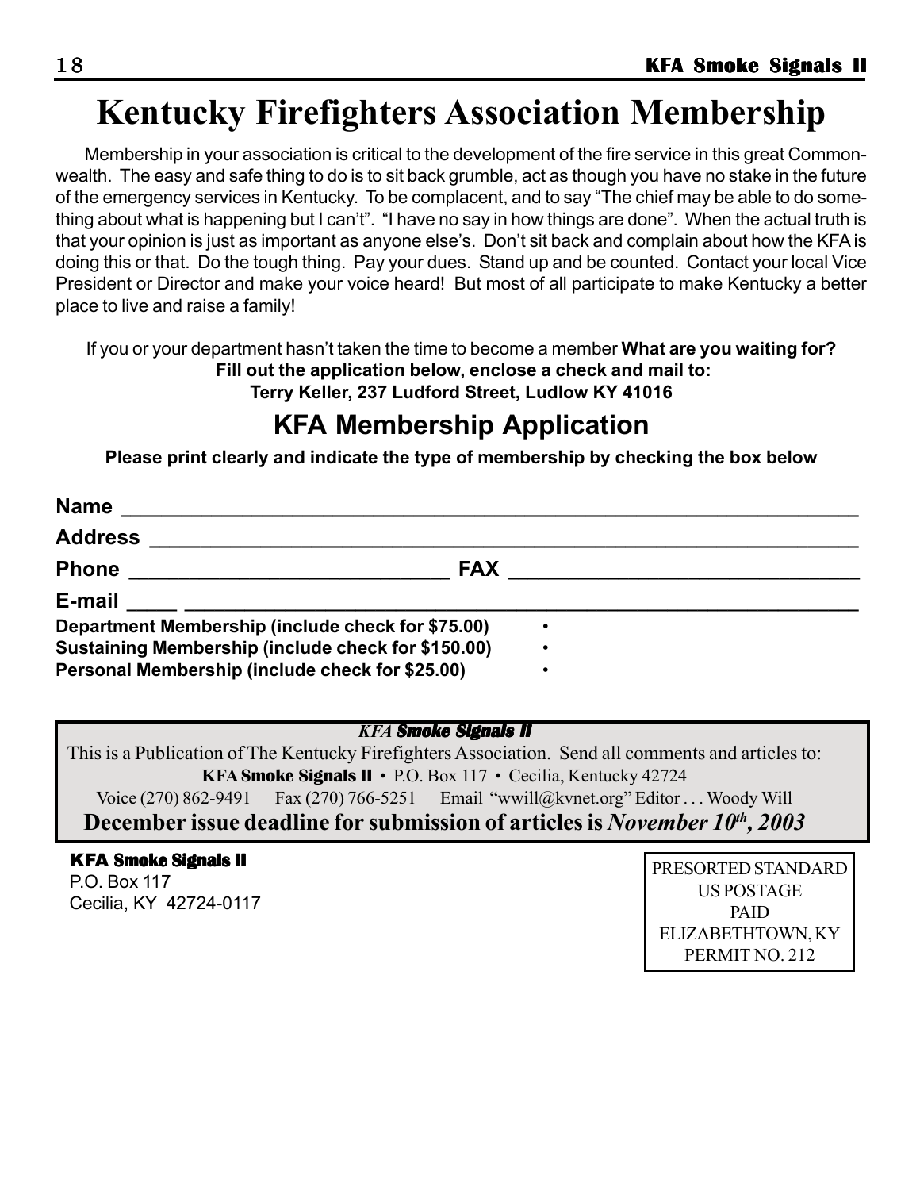# Kentucky Firefighters Association Membership

Membership in your association is critical to the development of the fire service in this great Commonwealth. The easy and safe thing to do is to sit back grumble, act as though you have no stake in the future of the emergency services in Kentucky. To be complacent, and to say "The chief may be able to do something about what is happening but I can't". "I have no say in how things are done". When the actual truth is that your opinion is just as important as anyone else's. Don't sit back and complain about how the KFA is doing this or that. Do the tough thing. Pay your dues. Stand up and be counted. Contact your local Vice President or Director and make your voice heard! But most of all participate to make Kentucky a better place to live and raise a family!

If you or your department hasn't taken the time to become a member **What are you waiting for?**
**Fill out the application below, enclose a check and mail to:**
**Terry Keller, 237 Ludford Street, Ludlow KY 41016**

## KFA Membership Application

**Please print clearly and indicate the type of membership by checking the box below**

**Name** ____________________________________________

**Address** ____________________________________________

**Phone** ________________________ **FAX** ________________________

**E-mail** ____________________________________________

**Department Membership (include check for $75.00)** •
**Sustaining Membership (include check for $150.00)** •
**Personal Membership (include check for $25.00)** •

---

***KFA* Smoke Signals II**

This is a Publication of The Kentucky Firefighters Association. Send all comments and articles to:
**KFA Smoke Signals II** • P.O. Box 117 • Cecilia, Kentucky 42724
Voice (270) 862-9491 Fax (270) 766-5251 Email "wwill@kvnet.org" Editor . . . Woody Will

**December issue deadline for submission of articles is *November 10th, 2003***

---

**KFA Smoke Signals II**
P.O. Box 117
Cecilia, KY 42724-0117

PRESORTED STANDARD
US POSTAGE
PAID
ELIZABETHTOWN, KY
PERMIT NO. 212